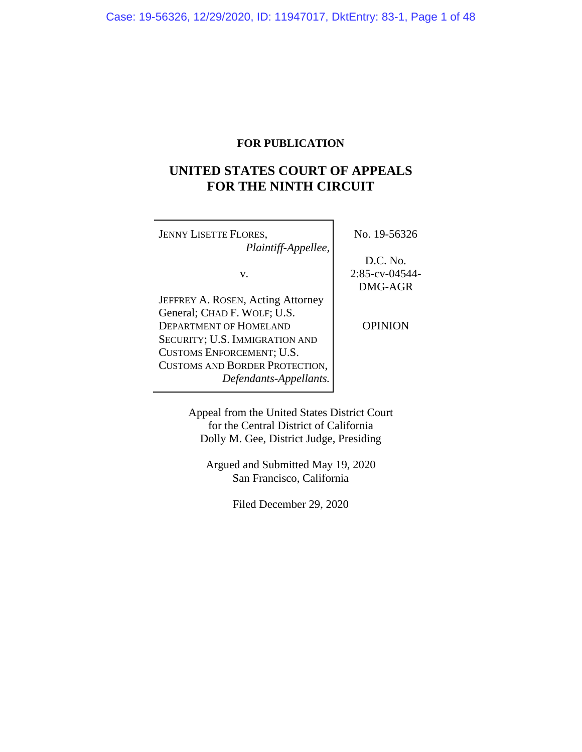**FOR PUBLICATION**

# UNITED STATES COURT OF APPEALS FOR THE NINTH CIRCUIT

| | |
|---|---|
| JENNY LISETTE FLORES, *Plaintiff-Appellee,* <br><br> v. <br><br> JEFFREY A. ROSEN, Acting Attorney General; CHAD F. WOLF; U.S. DEPARTMENT OF HOMELAND SECURITY; U.S. IMMIGRATION AND CUSTOMS ENFORCEMENT; U.S. CUSTOMS AND BORDER PROTECTION, *Defendants-Appellants.* | No. 19-56326 <br><br> D.C. No. 2:85-cv-04544-DMG-AGR <br><br> OPINION |

Appeal from the United States District Court
for the Central District of California
Dolly M. Gee, District Judge, Presiding

Argued and Submitted May 19, 2020
San Francisco, California

Filed December 29, 2020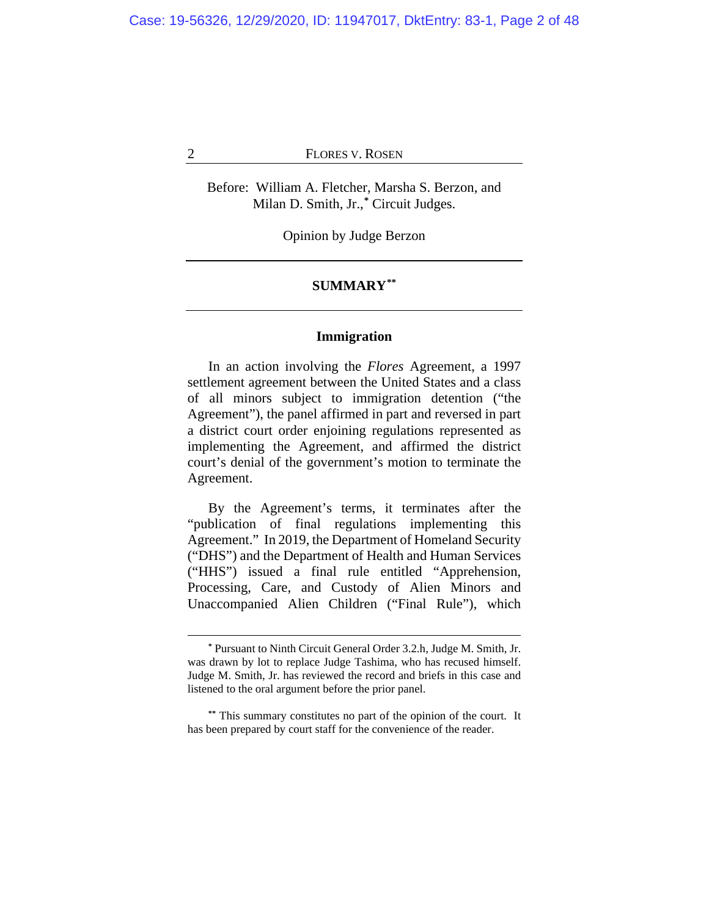Before: William A. Fletcher, Marsha S. Berzon, and Milan D. Smith, Jr.,* Circuit Judges.

Opinion by Judge Berzon

## SUMMARY**

### Immigration

In an action involving the *Flores* Agreement, a 1997 settlement agreement between the United States and a class of all minors subject to immigration detention ("the Agreement"), the panel affirmed in part and reversed in part a district court order enjoining regulations represented as implementing the Agreement, and affirmed the district court's denial of the government's motion to terminate the Agreement.

By the Agreement's terms, it terminates after the "publication of final regulations implementing this Agreement." In 2019, the Department of Homeland Security ("DHS") and the Department of Health and Human Services ("HHS") issued a final rule entitled "Apprehension, Processing, Care, and Custody of Alien Minors and Unaccompanied Alien Children ("Final Rule"), which

---

* Pursuant to Ninth Circuit General Order 3.2.h, Judge M. Smith, Jr. was drawn by lot to replace Judge Tashima, who has recused himself. Judge M. Smith, Jr. has reviewed the record and briefs in this case and listened to the oral argument before the prior panel.

** This summary constitutes no part of the opinion of the court. It has been prepared by court staff for the convenience of the reader.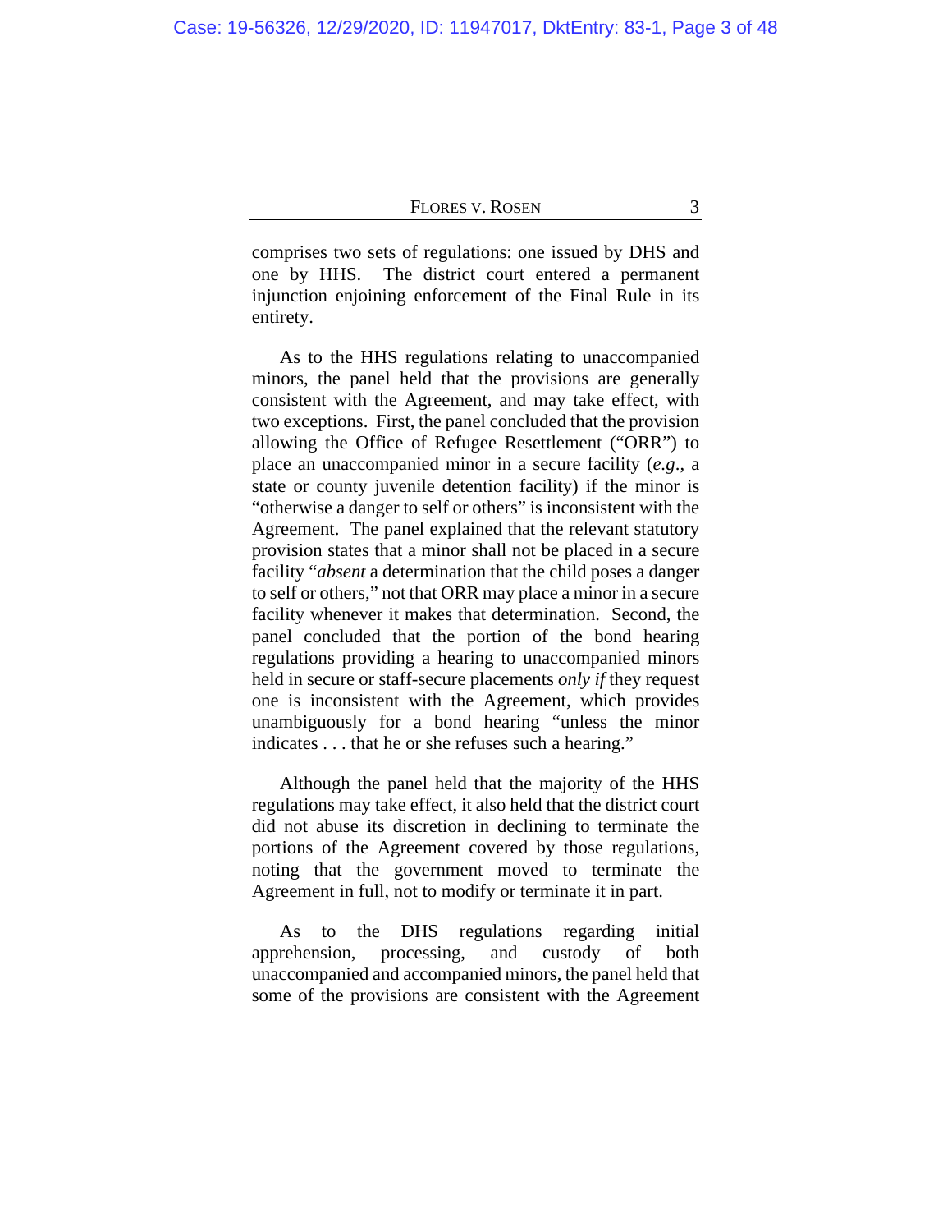comprises two sets of regulations: one issued by DHS and one by HHS. The district court entered a permanent injunction enjoining enforcement of the Final Rule in its entirety.

As to the HHS regulations relating to unaccompanied minors, the panel held that the provisions are generally consistent with the Agreement, and may take effect, with two exceptions. First, the panel concluded that the provision allowing the Office of Refugee Resettlement ("ORR") to place an unaccompanied minor in a secure facility (*e.g.*, a state or county juvenile detention facility) if the minor is "otherwise a danger to self or others" is inconsistent with the Agreement. The panel explained that the relevant statutory provision states that a minor shall not be placed in a secure facility "*absent* a determination that the child poses a danger to self or others," not that ORR may place a minor in a secure facility whenever it makes that determination. Second, the panel concluded that the portion of the bond hearing regulations providing a hearing to unaccompanied minors held in secure or staff-secure placements *only if* they request one is inconsistent with the Agreement, which provides unambiguously for a bond hearing "unless the minor indicates . . . that he or she refuses such a hearing."

Although the panel held that the majority of the HHS regulations may take effect, it also held that the district court did not abuse its discretion in declining to terminate the portions of the Agreement covered by those regulations, noting that the government moved to terminate the Agreement in full, not to modify or terminate it in part.

As to the DHS regulations regarding initial apprehension, processing, and custody of both unaccompanied and accompanied minors, the panel held that some of the provisions are consistent with the Agreement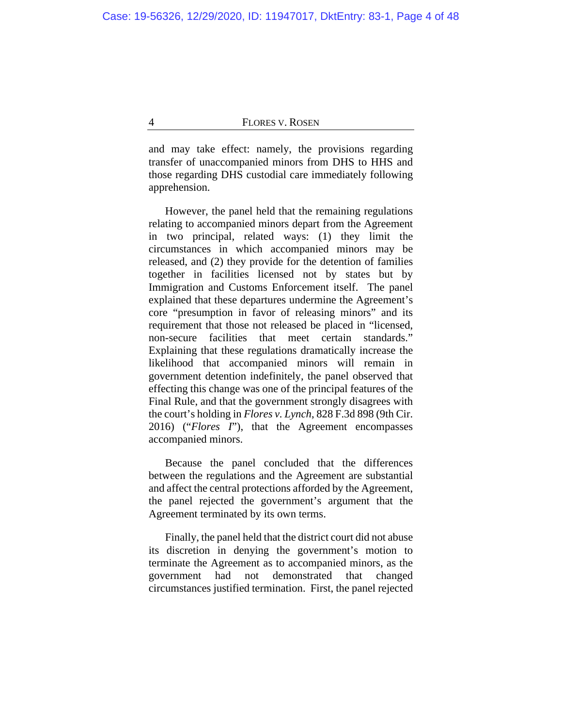and may take effect: namely, the provisions regarding transfer of unaccompanied minors from DHS to HHS and those regarding DHS custodial care immediately following apprehension.

However, the panel held that the remaining regulations relating to accompanied minors depart from the Agreement in two principal, related ways: (1) they limit the circumstances in which accompanied minors may be released, and (2) they provide for the detention of families together in facilities licensed not by states but by Immigration and Customs Enforcement itself. The panel explained that these departures undermine the Agreement's core "presumption in favor of releasing minors" and its requirement that those not released be placed in "licensed, non-secure facilities that meet certain standards." Explaining that these regulations dramatically increase the likelihood that accompanied minors will remain in government detention indefinitely, the panel observed that effecting this change was one of the principal features of the Final Rule, and that the government strongly disagrees with the court's holding in *Flores v. Lynch*, 828 F.3d 898 (9th Cir. 2016) ("*Flores I*"), that the Agreement encompasses accompanied minors.

Because the panel concluded that the differences between the regulations and the Agreement are substantial and affect the central protections afforded by the Agreement, the panel rejected the government's argument that the Agreement terminated by its own terms.

Finally, the panel held that the district court did not abuse its discretion in denying the government's motion to terminate the Agreement as to accompanied minors, as the government had not demonstrated that changed circumstances justified termination. First, the panel rejected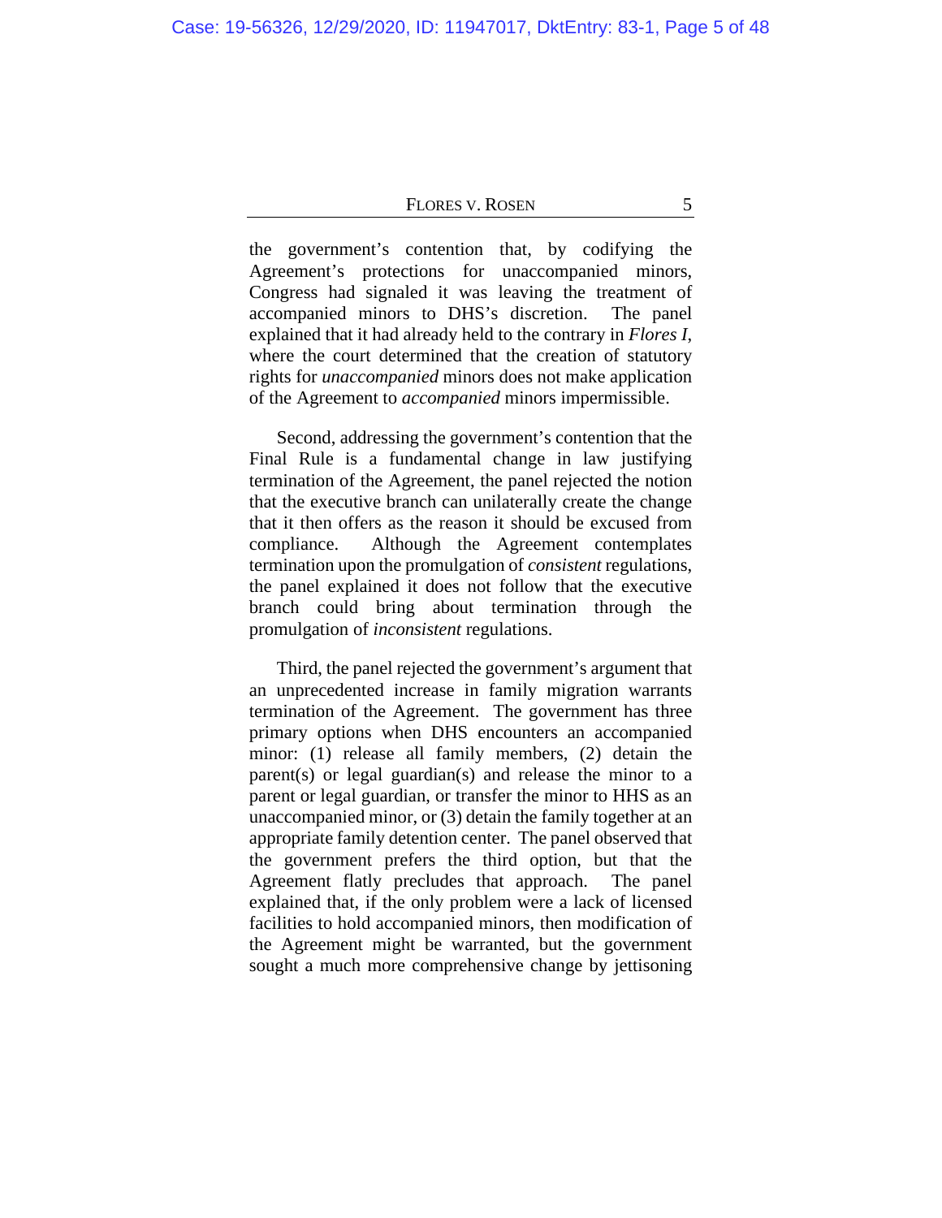the government's contention that, by codifying the Agreement's protections for unaccompanied minors, Congress had signaled it was leaving the treatment of accompanied minors to DHS's discretion. The panel explained that it had already held to the contrary in *Flores I*, where the court determined that the creation of statutory rights for *unaccompanied* minors does not make application of the Agreement to *accompanied* minors impermissible.

Second, addressing the government's contention that the Final Rule is a fundamental change in law justifying termination of the Agreement, the panel rejected the notion that the executive branch can unilaterally create the change that it then offers as the reason it should be excused from compliance. Although the Agreement contemplates termination upon the promulgation of *consistent* regulations, the panel explained it does not follow that the executive branch could bring about termination through the promulgation of *inconsistent* regulations.

Third, the panel rejected the government's argument that an unprecedented increase in family migration warrants termination of the Agreement. The government has three primary options when DHS encounters an accompanied minor: (1) release all family members, (2) detain the parent(s) or legal guardian(s) and release the minor to a parent or legal guardian, or transfer the minor to HHS as an unaccompanied minor, or (3) detain the family together at an appropriate family detention center. The panel observed that the government prefers the third option, but that the Agreement flatly precludes that approach. The panel explained that, if the only problem were a lack of licensed facilities to hold accompanied minors, then modification of the Agreement might be warranted, but the government sought a much more comprehensive change by jettisoning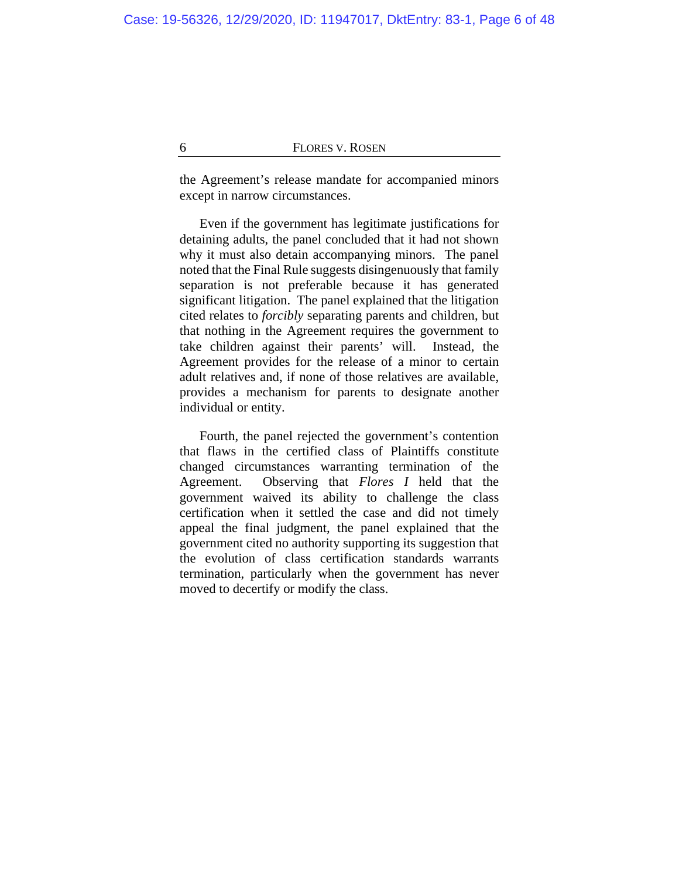the Agreement's release mandate for accompanied minors except in narrow circumstances.

Even if the government has legitimate justifications for detaining adults, the panel concluded that it had not shown why it must also detain accompanying minors. The panel noted that the Final Rule suggests disingenuously that family separation is not preferable because it has generated significant litigation. The panel explained that the litigation cited relates to *forcibly* separating parents and children, but that nothing in the Agreement requires the government to take children against their parents' will. Instead, the Agreement provides for the release of a minor to certain adult relatives and, if none of those relatives are available, provides a mechanism for parents to designate another individual or entity.

Fourth, the panel rejected the government's contention that flaws in the certified class of Plaintiffs constitute changed circumstances warranting termination of the Agreement. Observing that *Flores I* held that the government waived its ability to challenge the class certification when it settled the case and did not timely appeal the final judgment, the panel explained that the government cited no authority supporting its suggestion that the evolution of class certification standards warrants termination, particularly when the government has never moved to decertify or modify the class.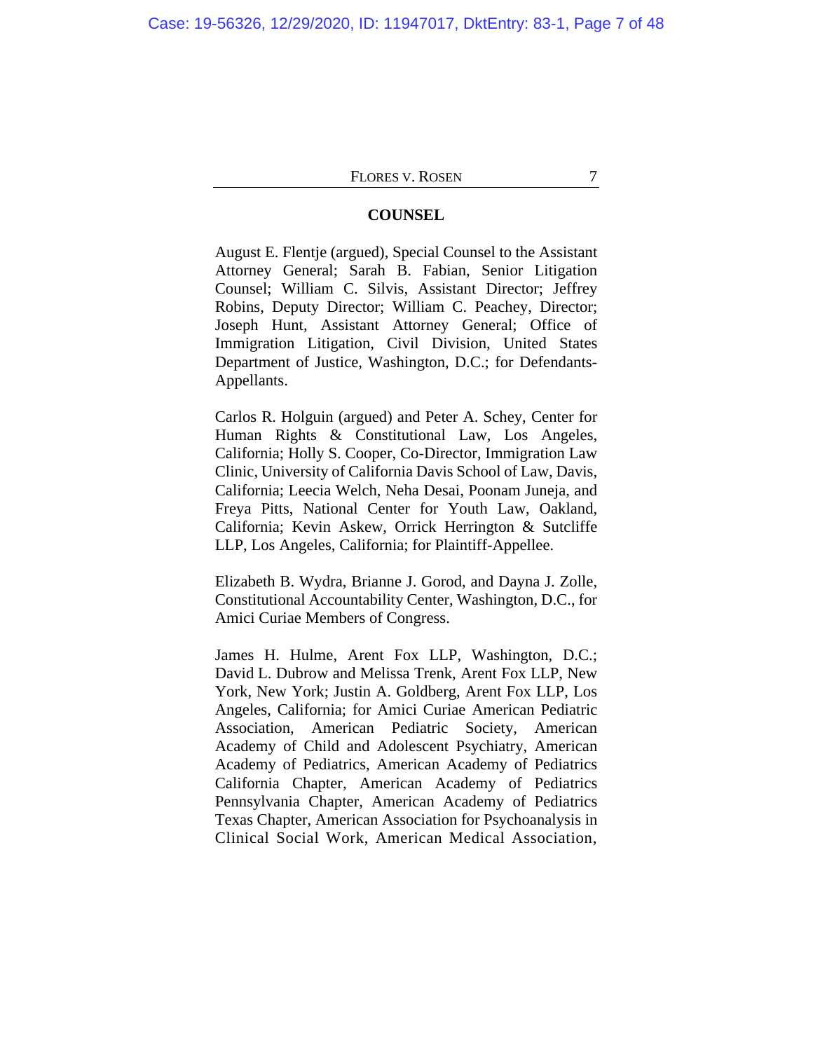**COUNSEL**

August E. Flentje (argued), Special Counsel to the Assistant Attorney General; Sarah B. Fabian, Senior Litigation Counsel; William C. Silvis, Assistant Director; Jeffrey Robins, Deputy Director; William C. Peachey, Director; Joseph Hunt, Assistant Attorney General; Office of Immigration Litigation, Civil Division, United States Department of Justice, Washington, D.C.; for Defendants-Appellants.

Carlos R. Holguin (argued) and Peter A. Schey, Center for Human Rights & Constitutional Law, Los Angeles, California; Holly S. Cooper, Co-Director, Immigration Law Clinic, University of California Davis School of Law, Davis, California; Leecia Welch, Neha Desai, Poonam Juneja, and Freya Pitts, National Center for Youth Law, Oakland, California; Kevin Askew, Orrick Herrington & Sutcliffe LLP, Los Angeles, California; for Plaintiff-Appellee.

Elizabeth B. Wydra, Brianne J. Gorod, and Dayna J. Zolle, Constitutional Accountability Center, Washington, D.C., for Amici Curiae Members of Congress.

James H. Hulme, Arent Fox LLP, Washington, D.C.; David L. Dubrow and Melissa Trenk, Arent Fox LLP, New York, New York; Justin A. Goldberg, Arent Fox LLP, Los Angeles, California; for Amici Curiae American Pediatric Association, American Pediatric Society, American Academy of Child and Adolescent Psychiatry, American Academy of Pediatrics, American Academy of Pediatrics California Chapter, American Academy of Pediatrics Pennsylvania Chapter, American Academy of Pediatrics Texas Chapter, American Association for Psychoanalysis in Clinical Social Work, American Medical Association,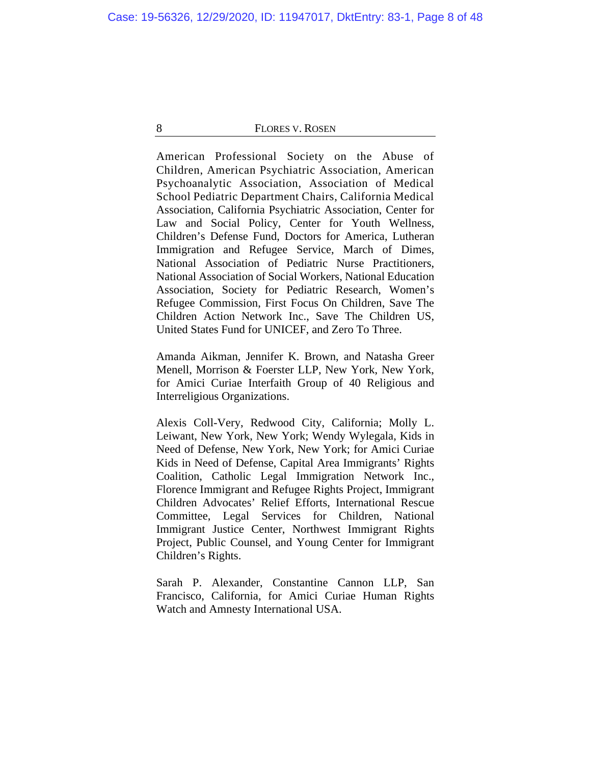American Professional Society on the Abuse of Children, American Psychiatric Association, American Psychoanalytic Association, Association of Medical School Pediatric Department Chairs, California Medical Association, California Psychiatric Association, Center for Law and Social Policy, Center for Youth Wellness, Children's Defense Fund, Doctors for America, Lutheran Immigration and Refugee Service, March of Dimes, National Association of Pediatric Nurse Practitioners, National Association of Social Workers, National Education Association, Society for Pediatric Research, Women's Refugee Commission, First Focus On Children, Save The Children Action Network Inc., Save The Children US, United States Fund for UNICEF, and Zero To Three.

Amanda Aikman, Jennifer K. Brown, and Natasha Greer Menell, Morrison & Foerster LLP, New York, New York, for Amici Curiae Interfaith Group of 40 Religious and Interreligious Organizations.

Alexis Coll-Very, Redwood City, California; Molly L. Leiwant, New York, New York; Wendy Wylegala, Kids in Need of Defense, New York, New York; for Amici Curiae Kids in Need of Defense, Capital Area Immigrants' Rights Coalition, Catholic Legal Immigration Network Inc., Florence Immigrant and Refugee Rights Project, Immigrant Children Advocates' Relief Efforts, International Rescue Committee, Legal Services for Children, National Immigrant Justice Center, Northwest Immigrant Rights Project, Public Counsel, and Young Center for Immigrant Children's Rights.

Sarah P. Alexander, Constantine Cannon LLP, San Francisco, California, for Amici Curiae Human Rights Watch and Amnesty International USA.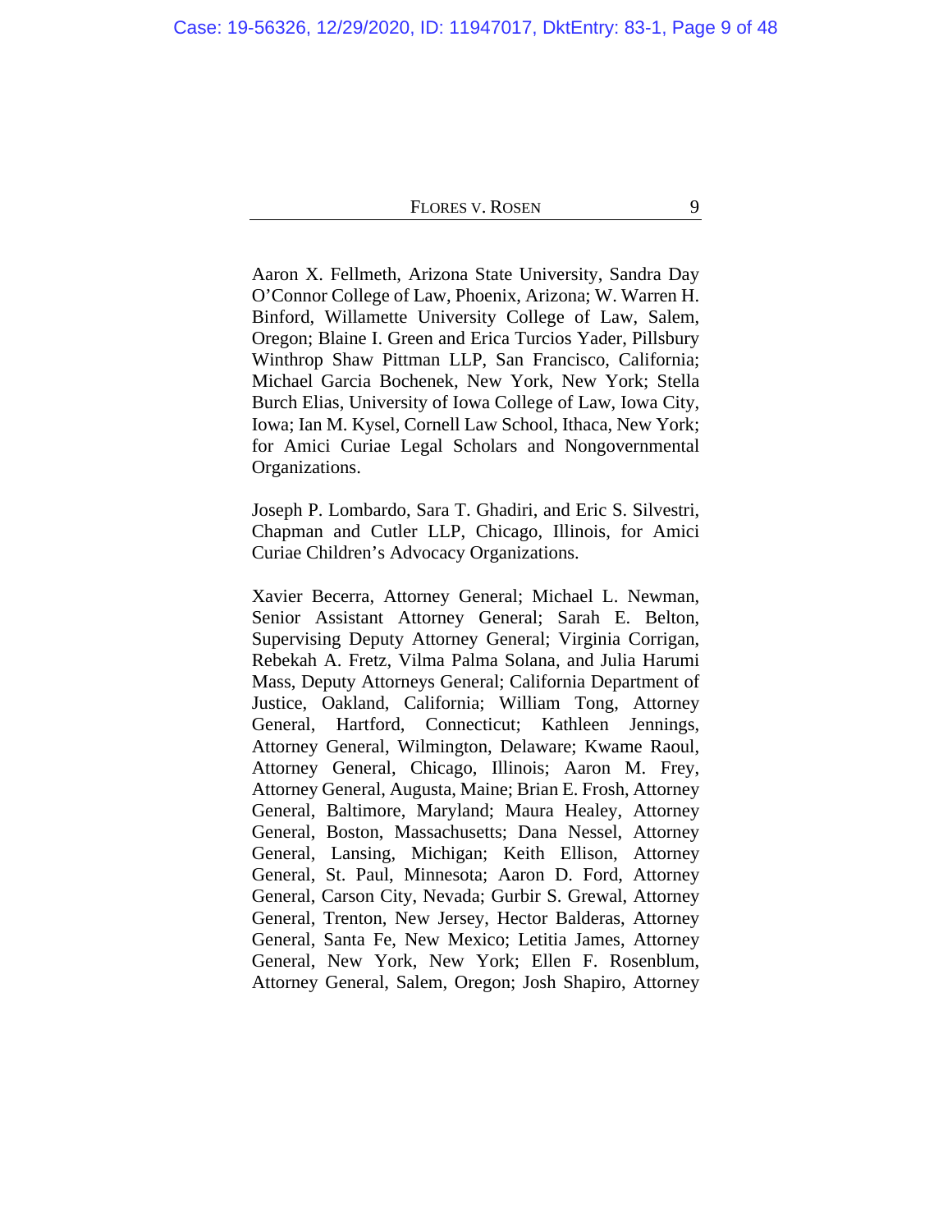Aaron X. Fellmeth, Arizona State University, Sandra Day O'Connor College of Law, Phoenix, Arizona; W. Warren H. Binford, Willamette University College of Law, Salem, Oregon; Blaine I. Green and Erica Turcios Yader, Pillsbury Winthrop Shaw Pittman LLP, San Francisco, California; Michael Garcia Bochenek, New York, New York; Stella Burch Elias, University of Iowa College of Law, Iowa City, Iowa; Ian M. Kysel, Cornell Law School, Ithaca, New York; for Amici Curiae Legal Scholars and Nongovernmental Organizations.

Joseph P. Lombardo, Sara T. Ghadiri, and Eric S. Silvestri, Chapman and Cutler LLP, Chicago, Illinois, for Amici Curiae Children's Advocacy Organizations.

Xavier Becerra, Attorney General; Michael L. Newman, Senior Assistant Attorney General; Sarah E. Belton, Supervising Deputy Attorney General; Virginia Corrigan, Rebekah A. Fretz, Vilma Palma Solana, and Julia Harumi Mass, Deputy Attorneys General; California Department of Justice, Oakland, California; William Tong, Attorney General, Hartford, Connecticut; Kathleen Jennings, Attorney General, Wilmington, Delaware; Kwame Raoul, Attorney General, Chicago, Illinois; Aaron M. Frey, Attorney General, Augusta, Maine; Brian E. Frosh, Attorney General, Baltimore, Maryland; Maura Healey, Attorney General, Boston, Massachusetts; Dana Nessel, Attorney General, Lansing, Michigan; Keith Ellison, Attorney General, St. Paul, Minnesota; Aaron D. Ford, Attorney General, Carson City, Nevada; Gurbir S. Grewal, Attorney General, Trenton, New Jersey, Hector Balderas, Attorney General, Santa Fe, New Mexico; Letitia James, Attorney General, New York, New York; Ellen F. Rosenblum, Attorney General, Salem, Oregon; Josh Shapiro, Attorney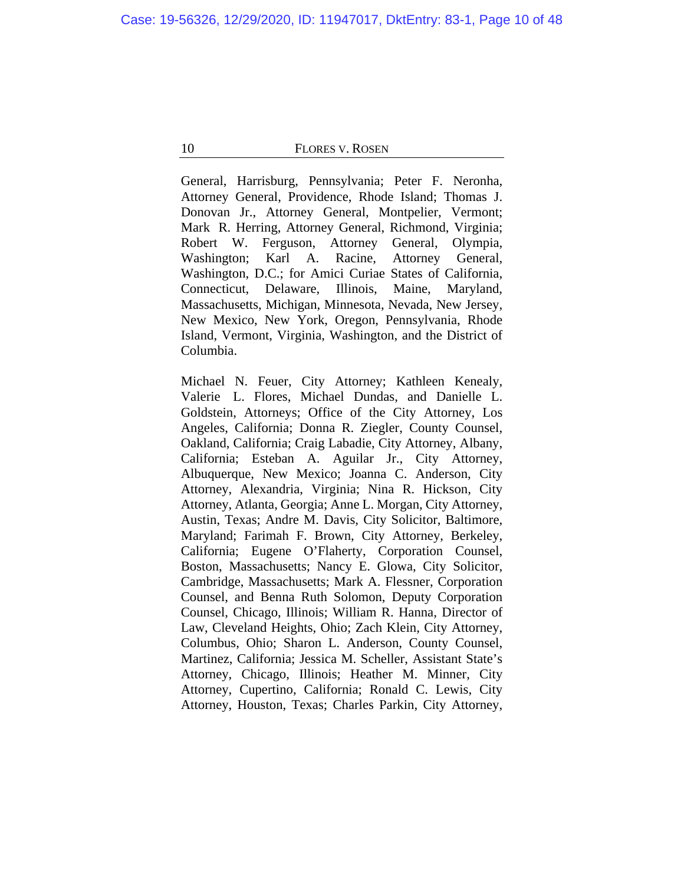General, Harrisburg, Pennsylvania; Peter F. Neronha, Attorney General, Providence, Rhode Island; Thomas J. Donovan Jr., Attorney General, Montpelier, Vermont; Mark R. Herring, Attorney General, Richmond, Virginia; Robert W. Ferguson, Attorney General, Olympia, Washington; Karl A. Racine, Attorney General, Washington, D.C.; for Amici Curiae States of California, Connecticut, Delaware, Illinois, Maine, Maryland, Massachusetts, Michigan, Minnesota, Nevada, New Jersey, New Mexico, New York, Oregon, Pennsylvania, Rhode Island, Vermont, Virginia, Washington, and the District of Columbia.

Michael N. Feuer, City Attorney; Kathleen Kenealy, Valerie L. Flores, Michael Dundas, and Danielle L. Goldstein, Attorneys; Office of the City Attorney, Los Angeles, California; Donna R. Ziegler, County Counsel, Oakland, California; Craig Labadie, City Attorney, Albany, California; Esteban A. Aguilar Jr., City Attorney, Albuquerque, New Mexico; Joanna C. Anderson, City Attorney, Alexandria, Virginia; Nina R. Hickson, City Attorney, Atlanta, Georgia; Anne L. Morgan, City Attorney, Austin, Texas; Andre M. Davis, City Solicitor, Baltimore, Maryland; Farimah F. Brown, City Attorney, Berkeley, California; Eugene O'Flaherty, Corporation Counsel, Boston, Massachusetts; Nancy E. Glowa, City Solicitor, Cambridge, Massachusetts; Mark A. Flessner, Corporation Counsel, and Benna Ruth Solomon, Deputy Corporation Counsel, Chicago, Illinois; William R. Hanna, Director of Law, Cleveland Heights, Ohio; Zach Klein, City Attorney, Columbus, Ohio; Sharon L. Anderson, County Counsel, Martinez, California; Jessica M. Scheller, Assistant State's Attorney, Chicago, Illinois; Heather M. Minner, City Attorney, Cupertino, California; Ronald C. Lewis, City Attorney, Houston, Texas; Charles Parkin, City Attorney,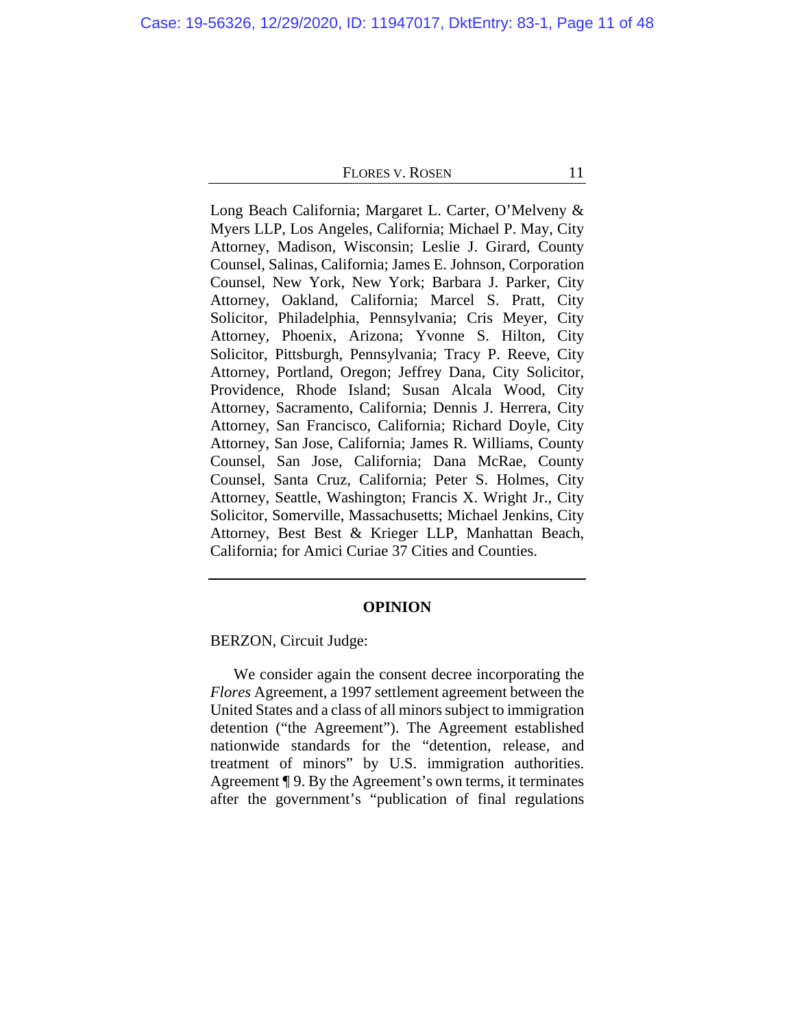Long Beach California; Margaret L. Carter, O'Melveny & Myers LLP, Los Angeles, California; Michael P. May, City Attorney, Madison, Wisconsin; Leslie J. Girard, County Counsel, Salinas, California; James E. Johnson, Corporation Counsel, New York, New York; Barbara J. Parker, City Attorney, Oakland, California; Marcel S. Pratt, City Solicitor, Philadelphia, Pennsylvania; Cris Meyer, City Attorney, Phoenix, Arizona; Yvonne S. Hilton, City Solicitor, Pittsburgh, Pennsylvania; Tracy P. Reeve, City Attorney, Portland, Oregon; Jeffrey Dana, City Solicitor, Providence, Rhode Island; Susan Alcala Wood, City Attorney, Sacramento, California; Dennis J. Herrera, City Attorney, San Francisco, California; Richard Doyle, City Attorney, San Jose, California; James R. Williams, County Counsel, San Jose, California; Dana McRae, County Counsel, Santa Cruz, California; Peter S. Holmes, City Attorney, Seattle, Washington; Francis X. Wright Jr., City Solicitor, Somerville, Massachusetts; Michael Jenkins, City Attorney, Best Best & Krieger LLP, Manhattan Beach, California; for Amici Curiae 37 Cities and Counties.

---

## OPINION

BERZON, Circuit Judge:

We consider again the consent decree incorporating the *Flores* Agreement, a 1997 settlement agreement between the United States and a class of all minors subject to immigration detention ("the Agreement"). The Agreement established nationwide standards for the "detention, release, and treatment of minors" by U.S. immigration authorities. Agreement ¶ 9. By the Agreement's own terms, it terminates after the government's "publication of final regulations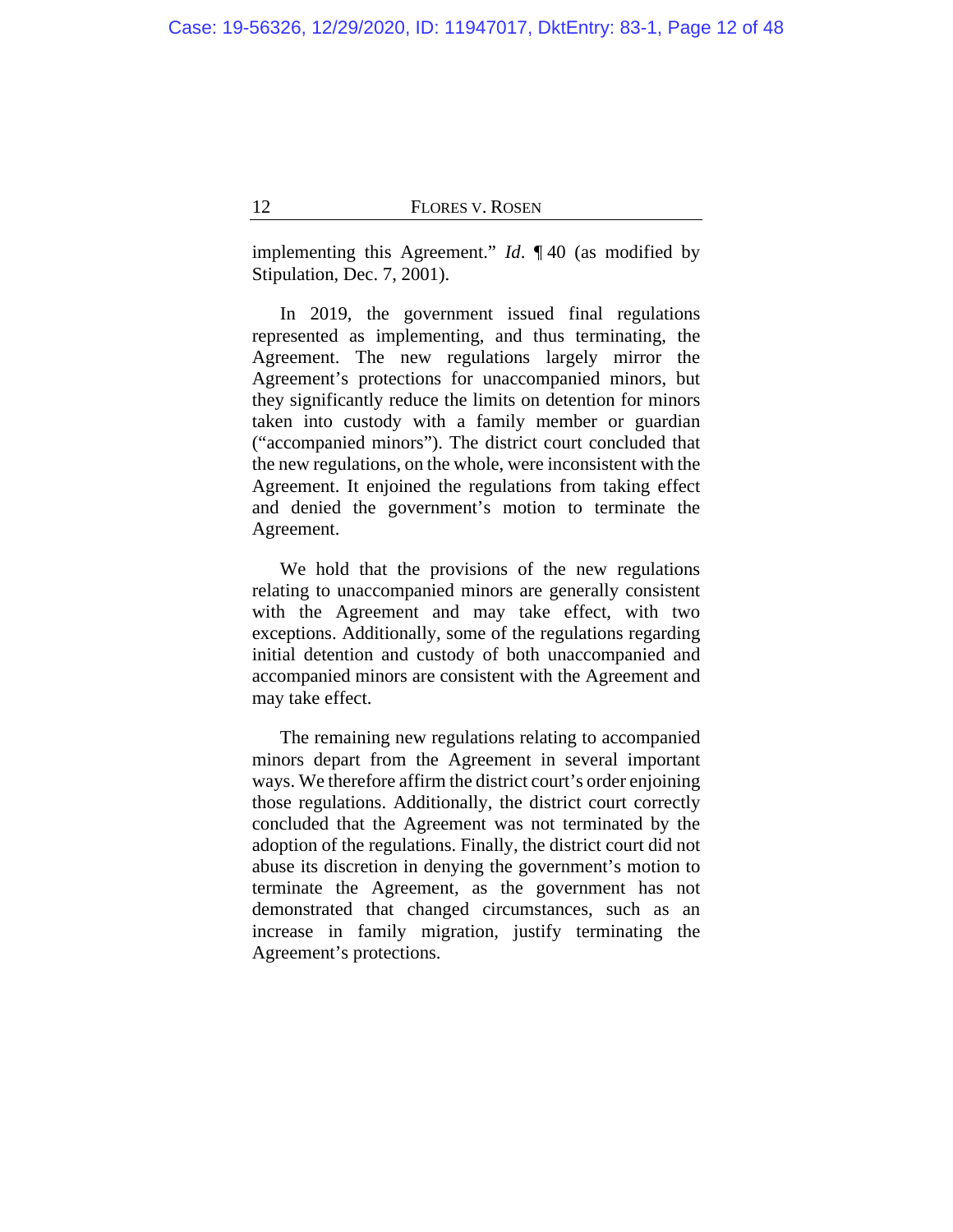implementing this Agreement." *Id.* ¶ 40 (as modified by Stipulation, Dec. 7, 2001).

In 2019, the government issued final regulations represented as implementing, and thus terminating, the Agreement. The new regulations largely mirror the Agreement's protections for unaccompanied minors, but they significantly reduce the limits on detention for minors taken into custody with a family member or guardian ("accompanied minors"). The district court concluded that the new regulations, on the whole, were inconsistent with the Agreement. It enjoined the regulations from taking effect and denied the government's motion to terminate the Agreement.

We hold that the provisions of the new regulations relating to unaccompanied minors are generally consistent with the Agreement and may take effect, with two exceptions. Additionally, some of the regulations regarding initial detention and custody of both unaccompanied and accompanied minors are consistent with the Agreement and may take effect.

The remaining new regulations relating to accompanied minors depart from the Agreement in several important ways. We therefore affirm the district court's order enjoining those regulations. Additionally, the district court correctly concluded that the Agreement was not terminated by the adoption of the regulations. Finally, the district court did not abuse its discretion in denying the government's motion to terminate the Agreement, as the government has not demonstrated that changed circumstances, such as an increase in family migration, justify terminating the Agreement's protections.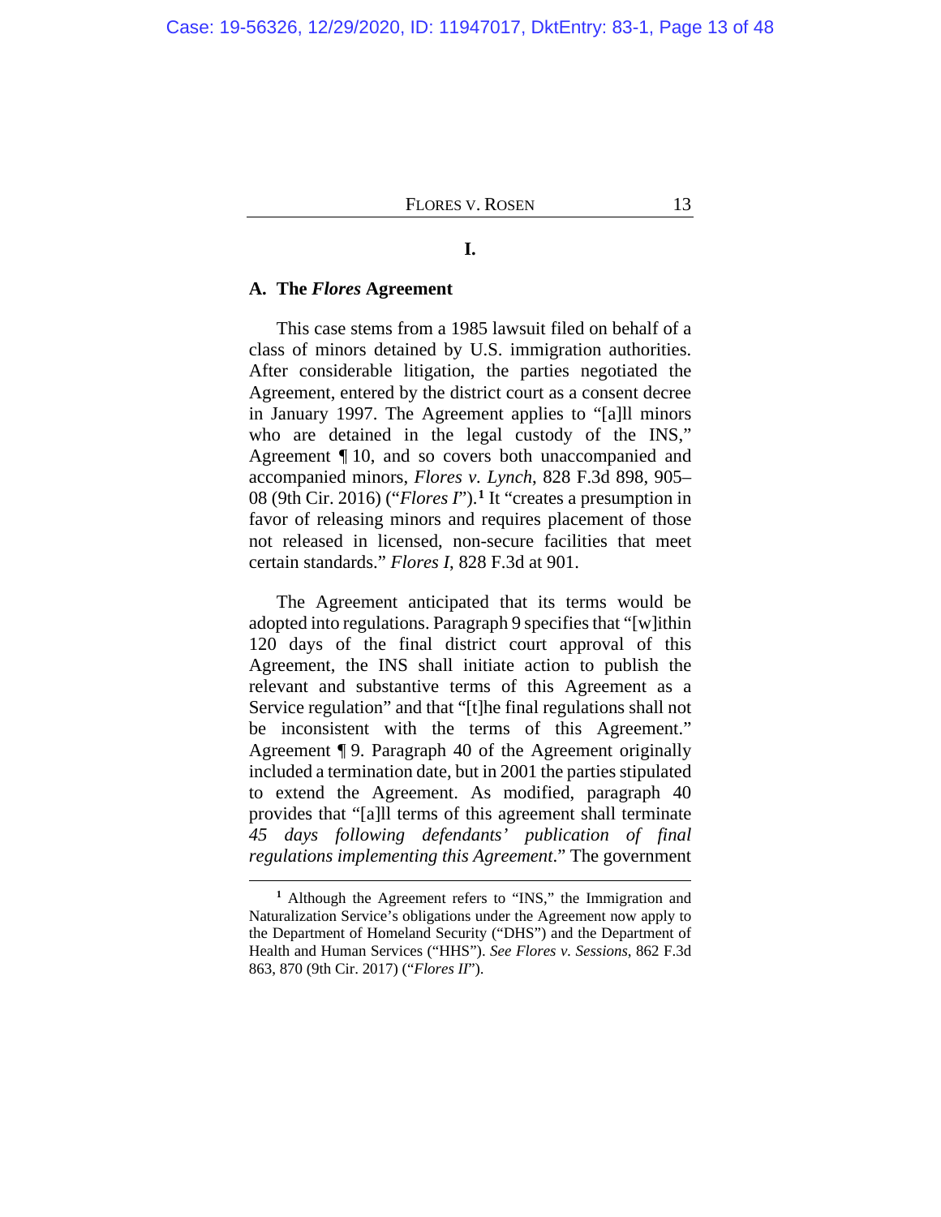# I.

## A. The *Flores* Agreement

This case stems from a 1985 lawsuit filed on behalf of a class of minors detained by U.S. immigration authorities. After considerable litigation, the parties negotiated the Agreement, entered by the district court as a consent decree in January 1997. The Agreement applies to "[a]ll minors who are detained in the legal custody of the INS," Agreement ¶ 10, and so covers both unaccompanied and accompanied minors, *Flores v. Lynch*, 828 F.3d 898, 905–08 (9th Cir. 2016) ("*Flores I*").[1] It "creates a presumption in favor of releasing minors and requires placement of those not released in licensed, non-secure facilities that meet certain standards." *Flores I*, 828 F.3d at 901.

The Agreement anticipated that its terms would be adopted into regulations. Paragraph 9 specifies that "[w]ithin 120 days of the final district court approval of this Agreement, the INS shall initiate action to publish the relevant and substantive terms of this Agreement as a Service regulation" and that "[t]he final regulations shall not be inconsistent with the terms of this Agreement." Agreement ¶ 9. Paragraph 40 of the Agreement originally included a termination date, but in 2001 the parties stipulated to extend the Agreement. As modified, paragraph 40 provides that "[a]ll terms of this agreement shall terminate *45 days following defendants' publication of final regulations implementing this Agreement*." The government

[1] Although the Agreement refers to "INS," the Immigration and Naturalization Service's obligations under the Agreement now apply to the Department of Homeland Security ("DHS") and the Department of Health and Human Services ("HHS"). *See Flores v. Sessions*, 862 F.3d 863, 870 (9th Cir. 2017) ("*Flores II*").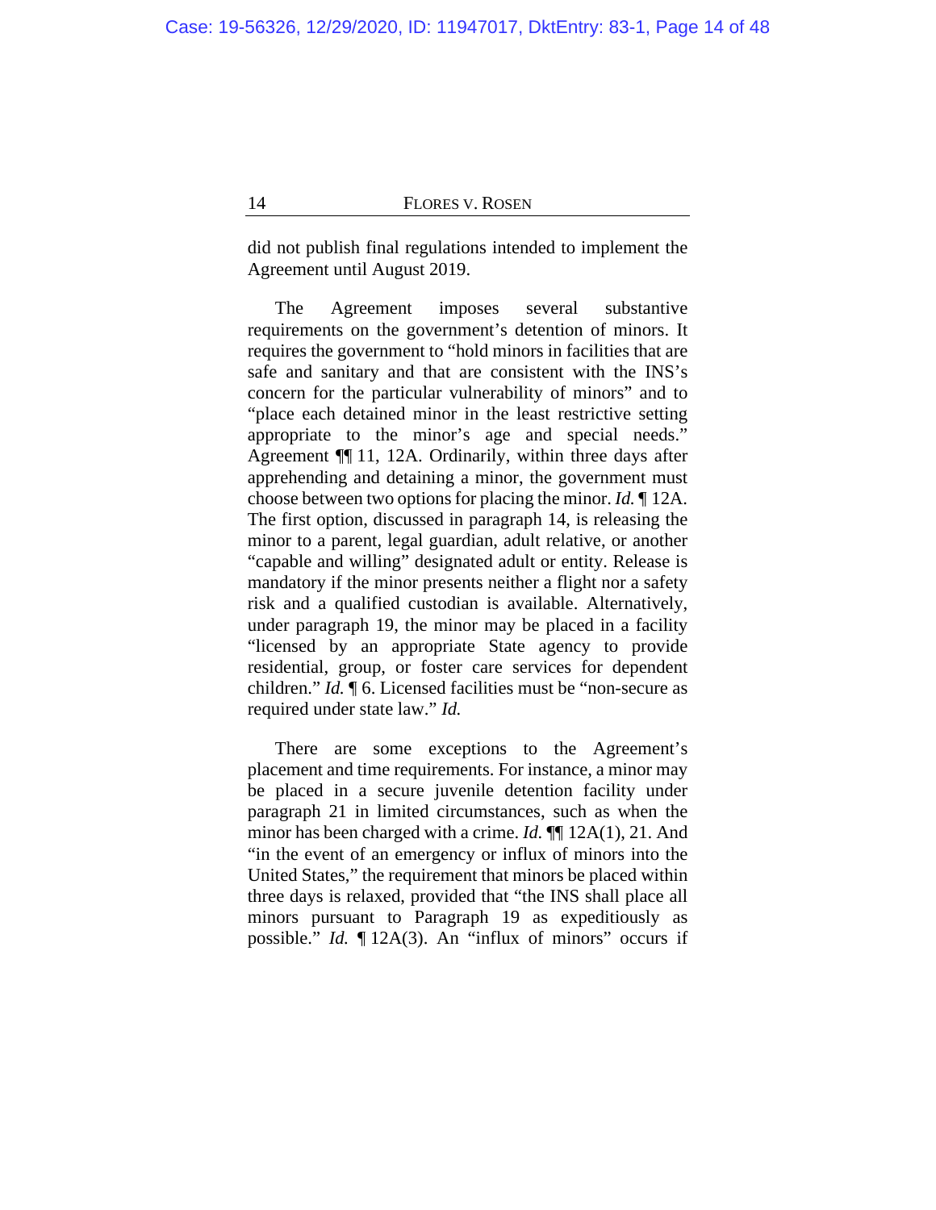did not publish final regulations intended to implement the Agreement until August 2019.

The Agreement imposes several substantive requirements on the government's detention of minors. It requires the government to "hold minors in facilities that are safe and sanitary and that are consistent with the INS's concern for the particular vulnerability of minors" and to "place each detained minor in the least restrictive setting appropriate to the minor's age and special needs." Agreement ¶¶ 11, 12A. Ordinarily, within three days after apprehending and detaining a minor, the government must choose between two options for placing the minor. *Id.* ¶ 12A. The first option, discussed in paragraph 14, is releasing the minor to a parent, legal guardian, adult relative, or another "capable and willing" designated adult or entity. Release is mandatory if the minor presents neither a flight nor a safety risk and a qualified custodian is available. Alternatively, under paragraph 19, the minor may be placed in a facility "licensed by an appropriate State agency to provide residential, group, or foster care services for dependent children." *Id.* ¶ 6. Licensed facilities must be "non-secure as required under state law." *Id.*

There are some exceptions to the Agreement's placement and time requirements. For instance, a minor may be placed in a secure juvenile detention facility under paragraph 21 in limited circumstances, such as when the minor has been charged with a crime. *Id.* ¶¶ 12A(1), 21. And "in the event of an emergency or influx of minors into the United States," the requirement that minors be placed within three days is relaxed, provided that "the INS shall place all minors pursuant to Paragraph 19 as expeditiously as possible." *Id.* ¶ 12A(3). An "influx of minors" occurs if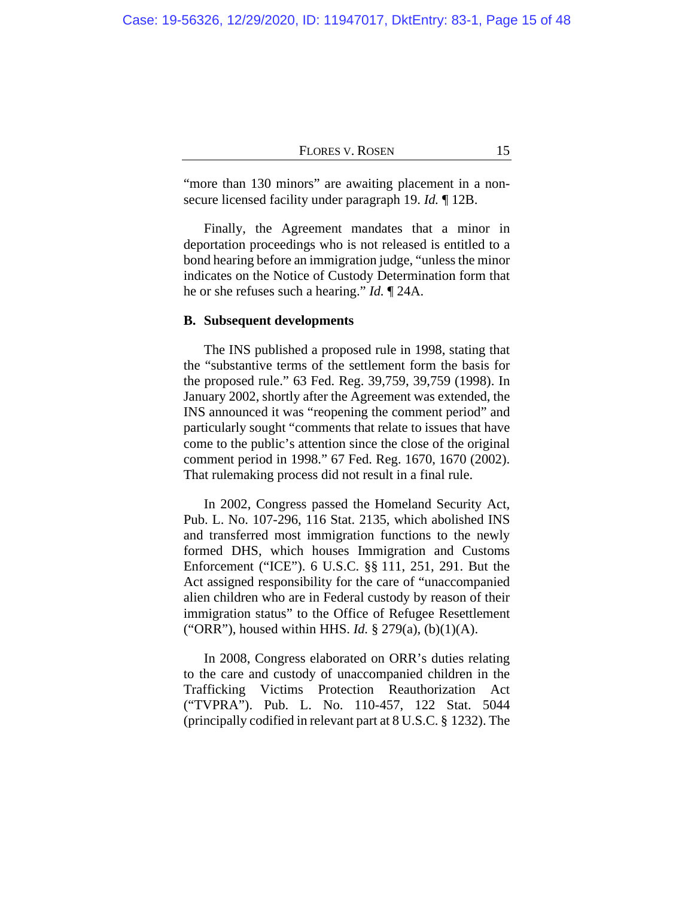"more than 130 minors" are awaiting placement in a non-secure licensed facility under paragraph 19. *Id.* ¶ 12B.

Finally, the Agreement mandates that a minor in deportation proceedings who is not released is entitled to a bond hearing before an immigration judge, "unless the minor indicates on the Notice of Custody Determination form that he or she refuses such a hearing." *Id.* ¶ 24A.

**B. Subsequent developments**

The INS published a proposed rule in 1998, stating that the "substantive terms of the settlement form the basis for the proposed rule." 63 Fed. Reg. 39,759, 39,759 (1998). In January 2002, shortly after the Agreement was extended, the INS announced it was "reopening the comment period" and particularly sought "comments that relate to issues that have come to the public's attention since the close of the original comment period in 1998." 67 Fed. Reg. 1670, 1670 (2002). That rulemaking process did not result in a final rule.

In 2002, Congress passed the Homeland Security Act, Pub. L. No. 107-296, 116 Stat. 2135, which abolished INS and transferred most immigration functions to the newly formed DHS, which houses Immigration and Customs Enforcement ("ICE"). 6 U.S.C. §§ 111, 251, 291. But the Act assigned responsibility for the care of "unaccompanied alien children who are in Federal custody by reason of their immigration status" to the Office of Refugee Resettlement ("ORR"), housed within HHS. *Id.* § 279(a), (b)(1)(A).

In 2008, Congress elaborated on ORR's duties relating to the care and custody of unaccompanied children in the Trafficking Victims Protection Reauthorization Act ("TVPRA"). Pub. L. No. 110-457, 122 Stat. 5044 (principally codified in relevant part at 8 U.S.C. § 1232). The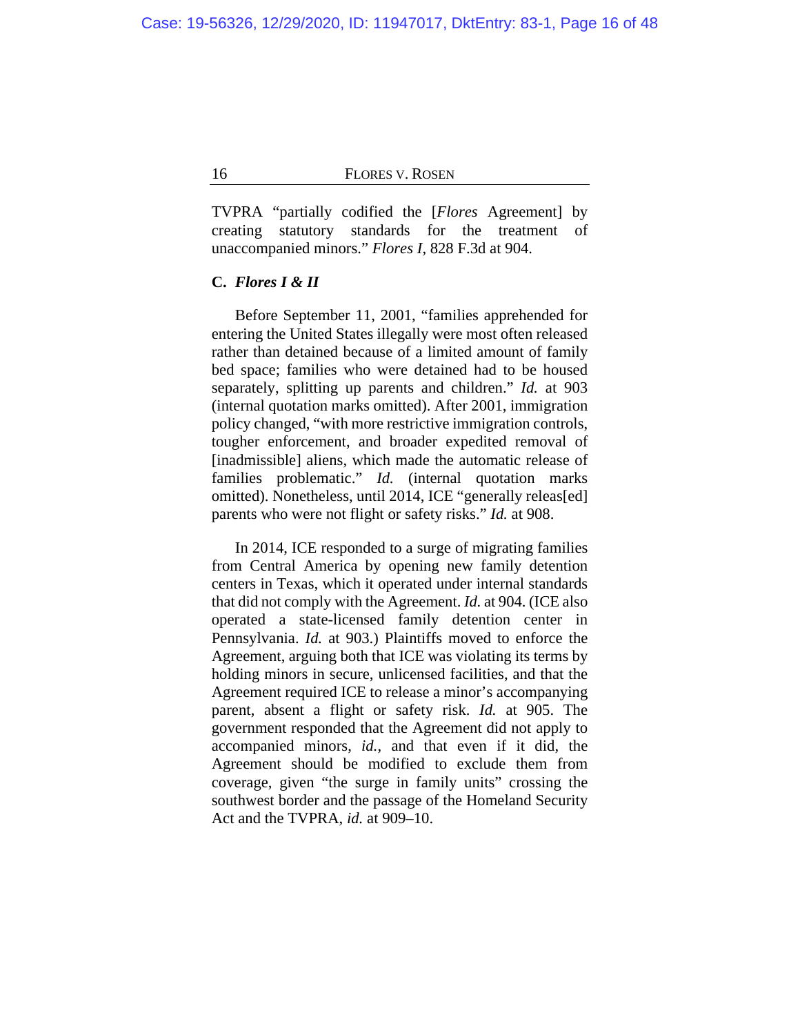TVPRA "partially codified the [*Flores* Agreement] by creating statutory standards for the treatment of unaccompanied minors." *Flores I*, 828 F.3d at 904.

### C. *Flores I & II*

Before September 11, 2001, "families apprehended for entering the United States illegally were most often released rather than detained because of a limited amount of family bed space; families who were detained had to be housed separately, splitting up parents and children." *Id.* at 903 (internal quotation marks omitted). After 2001, immigration policy changed, "with more restrictive immigration controls, tougher enforcement, and broader expedited removal of [inadmissible] aliens, which made the automatic release of families problematic." *Id.* (internal quotation marks omitted). Nonetheless, until 2014, ICE "generally releas[ed] parents who were not flight or safety risks." *Id.* at 908.

In 2014, ICE responded to a surge of migrating families from Central America by opening new family detention centers in Texas, which it operated under internal standards that did not comply with the Agreement. *Id.* at 904. (ICE also operated a state-licensed family detention center in Pennsylvania. *Id.* at 903.) Plaintiffs moved to enforce the Agreement, arguing both that ICE was violating its terms by holding minors in secure, unlicensed facilities, and that the Agreement required ICE to release a minor's accompanying parent, absent a flight or safety risk. *Id.* at 905. The government responded that the Agreement did not apply to accompanied minors, *id.*, and that even if it did, the Agreement should be modified to exclude them from coverage, given "the surge in family units" crossing the southwest border and the passage of the Homeland Security Act and the TVPRA, *id.* at 909–10.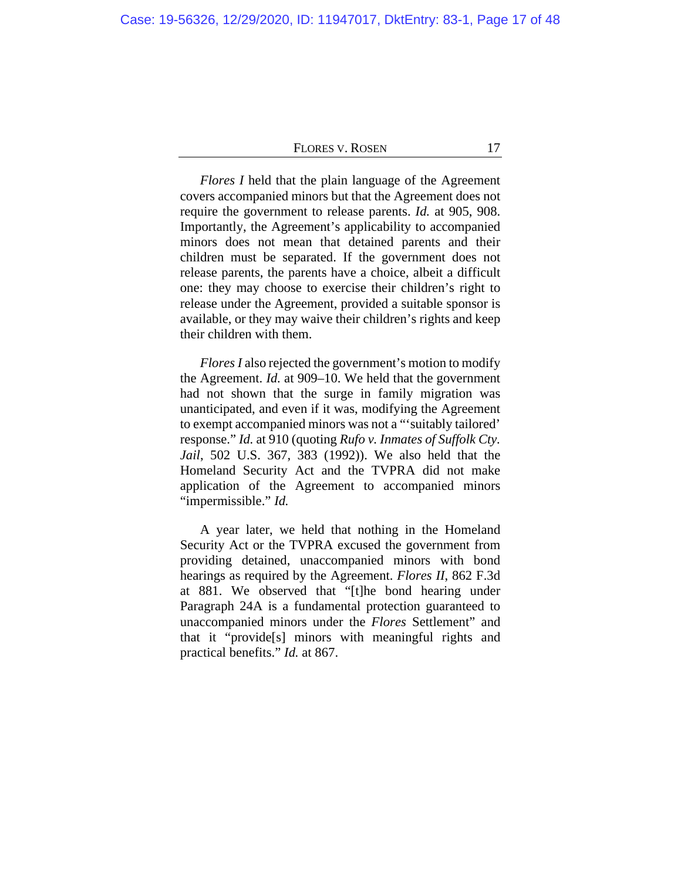*Flores I* held that the plain language of the Agreement covers accompanied minors but that the Agreement does not require the government to release parents. *Id.* at 905, 908. Importantly, the Agreement's applicability to accompanied minors does not mean that detained parents and their children must be separated. If the government does not release parents, the parents have a choice, albeit a difficult one: they may choose to exercise their children's right to release under the Agreement, provided a suitable sponsor is available, or they may waive their children's rights and keep their children with them.

*Flores I* also rejected the government's motion to modify the Agreement. *Id.* at 909–10. We held that the government had not shown that the surge in family migration was unanticipated, and even if it was, modifying the Agreement to exempt accompanied minors was not a "'suitably tailored' response." *Id.* at 910 (quoting *Rufo v. Inmates of Suffolk Cty. Jail*, 502 U.S. 367, 383 (1992)). We also held that the Homeland Security Act and the TVPRA did not make application of the Agreement to accompanied minors "impermissible." *Id.*

A year later, we held that nothing in the Homeland Security Act or the TVPRA excused the government from providing detained, unaccompanied minors with bond hearings as required by the Agreement. *Flores II*, 862 F.3d at 881. We observed that "[t]he bond hearing under Paragraph 24A is a fundamental protection guaranteed to unaccompanied minors under the *Flores* Settlement" and that it "provide[s] minors with meaningful rights and practical benefits." *Id.* at 867.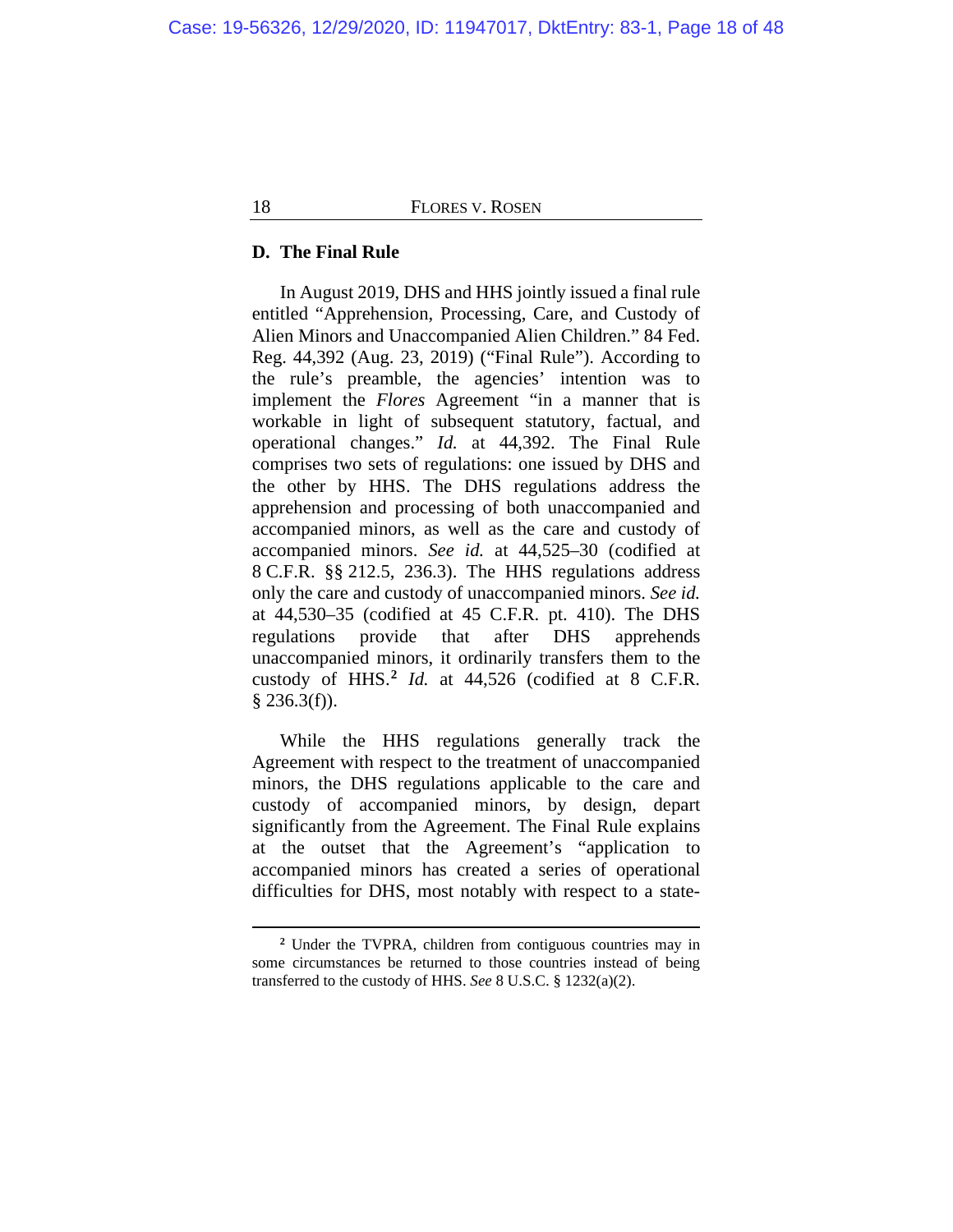### D. The Final Rule

In August 2019, DHS and HHS jointly issued a final rule entitled "Apprehension, Processing, Care, and Custody of Alien Minors and Unaccompanied Alien Children." 84 Fed. Reg. 44,392 (Aug. 23, 2019) ("Final Rule"). According to the rule's preamble, the agencies' intention was to implement the *Flores* Agreement "in a manner that is workable in light of subsequent statutory, factual, and operational changes." *Id.* at 44,392. The Final Rule comprises two sets of regulations: one issued by DHS and the other by HHS. The DHS regulations address the apprehension and processing of both unaccompanied and accompanied minors, as well as the care and custody of accompanied minors. *See id.* at 44,525–30 (codified at 8 C.F.R. §§ 212.5, 236.3). The HHS regulations address only the care and custody of unaccompanied minors. *See id.* at 44,530–35 (codified at 45 C.F.R. pt. 410). The DHS regulations provide that after DHS apprehends unaccompanied minors, it ordinarily transfers them to the custody of HHS.[2] *Id.* at 44,526 (codified at 8 C.F.R. § 236.3(f)).

While the HHS regulations generally track the Agreement with respect to the treatment of unaccompanied minors, the DHS regulations applicable to the care and custody of accompanied minors, by design, depart significantly from the Agreement. The Final Rule explains at the outset that the Agreement's "application to accompanied minors has created a series of operational difficulties for DHS, most notably with respect to a state-

[2] Under the TVPRA, children from contiguous countries may in some circumstances be returned to those countries instead of being transferred to the custody of HHS. *See* 8 U.S.C. § 1232(a)(2).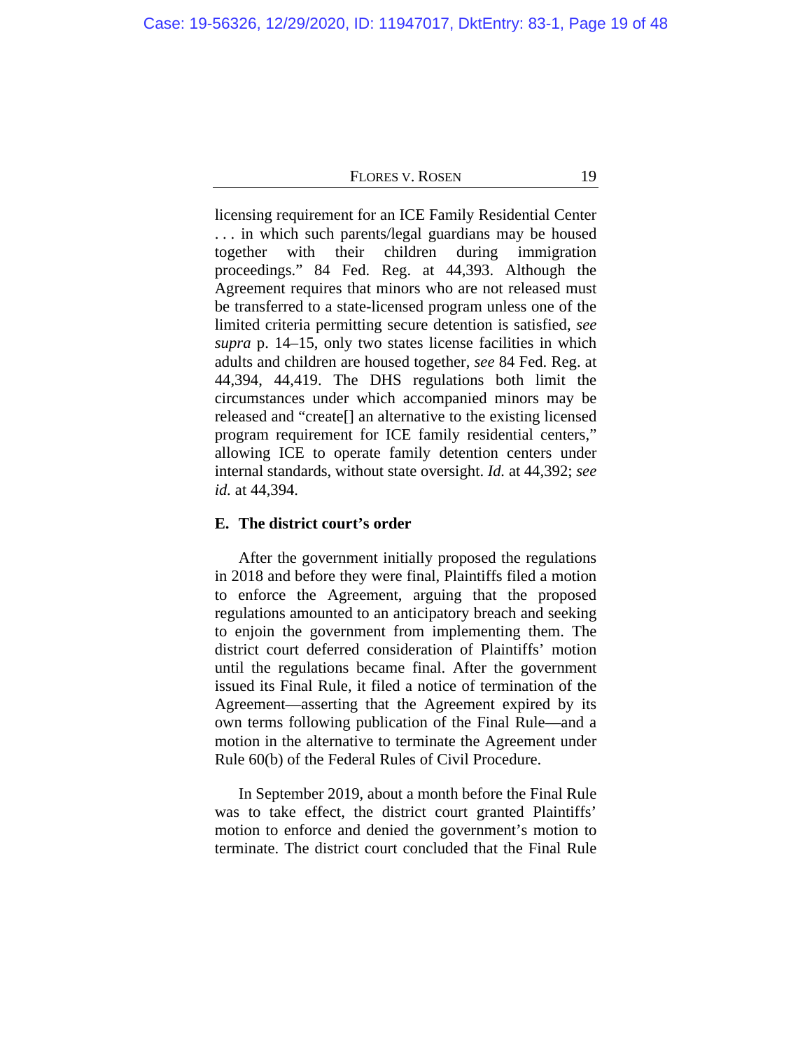licensing requirement for an ICE Family Residential Center . . . in which such parents/legal guardians may be housed together with their children during immigration proceedings." 84 Fed. Reg. at 44,393. Although the Agreement requires that minors who are not released must be transferred to a state-licensed program unless one of the limited criteria permitting secure detention is satisfied, *see supra* p. 14–15, only two states license facilities in which adults and children are housed together, *see* 84 Fed. Reg. at 44,394, 44,419. The DHS regulations both limit the circumstances under which accompanied minors may be released and "create[] an alternative to the existing licensed program requirement for ICE family residential centers," allowing ICE to operate family detention centers under internal standards, without state oversight. *Id.* at 44,392; *see id.* at 44,394.

### E. The district court's order

After the government initially proposed the regulations in 2018 and before they were final, Plaintiffs filed a motion to enforce the Agreement, arguing that the proposed regulations amounted to an anticipatory breach and seeking to enjoin the government from implementing them. The district court deferred consideration of Plaintiffs' motion until the regulations became final. After the government issued its Final Rule, it filed a notice of termination of the Agreement—asserting that the Agreement expired by its own terms following publication of the Final Rule—and a motion in the alternative to terminate the Agreement under Rule 60(b) of the Federal Rules of Civil Procedure.

In September 2019, about a month before the Final Rule was to take effect, the district court granted Plaintiffs' motion to enforce and denied the government's motion to terminate. The district court concluded that the Final Rule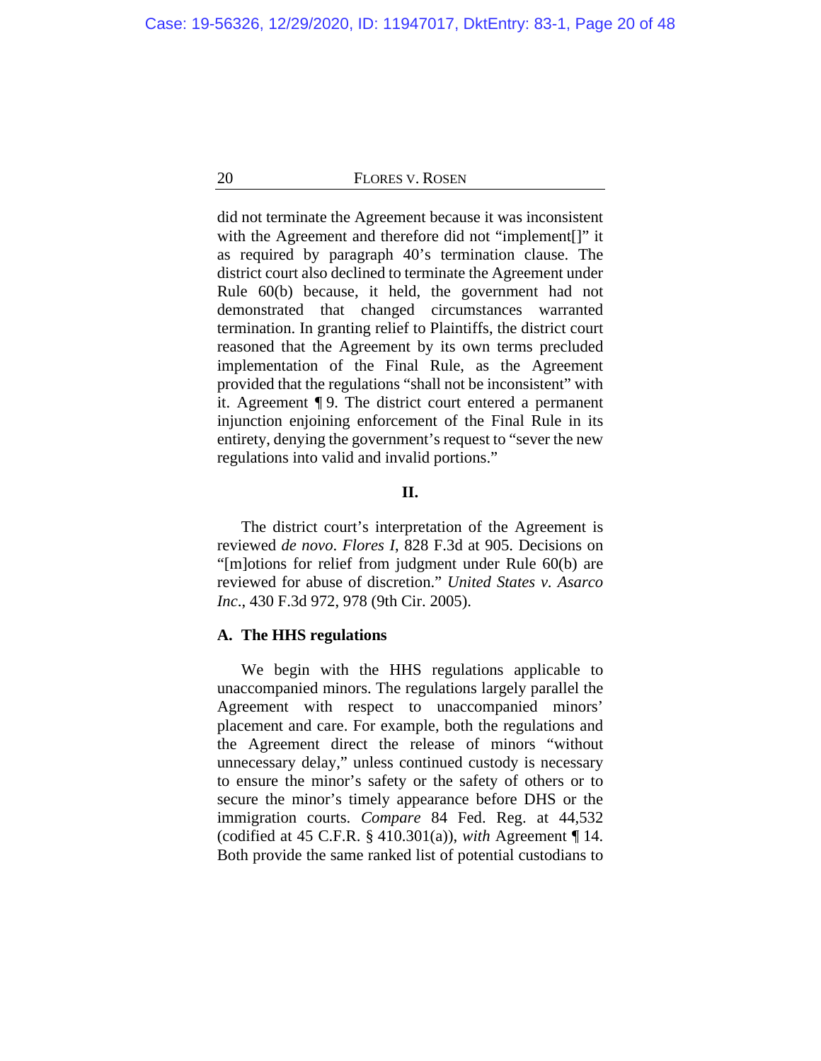did not terminate the Agreement because it was inconsistent with the Agreement and therefore did not "implement[]" it as required by paragraph 40's termination clause. The district court also declined to terminate the Agreement under Rule 60(b) because, it held, the government had not demonstrated that changed circumstances warranted termination. In granting relief to Plaintiffs, the district court reasoned that the Agreement by its own terms precluded implementation of the Final Rule, as the Agreement provided that the regulations "shall not be inconsistent" with it. Agreement ¶ 9. The district court entered a permanent injunction enjoining enforcement of the Final Rule in its entirety, denying the government's request to "sever the new regulations into valid and invalid portions."

## II.

The district court's interpretation of the Agreement is reviewed *de novo*. *Flores I*, 828 F.3d at 905. Decisions on "[m]otions for relief from judgment under Rule 60(b) are reviewed for abuse of discretion." *United States v. Asarco Inc.*, 430 F.3d 972, 978 (9th Cir. 2005).

### A. The HHS regulations

We begin with the HHS regulations applicable to unaccompanied minors. The regulations largely parallel the Agreement with respect to unaccompanied minors' placement and care. For example, both the regulations and the Agreement direct the release of minors "without unnecessary delay," unless continued custody is necessary to ensure the minor's safety or the safety of others or to secure the minor's timely appearance before DHS or the immigration courts. *Compare* 84 Fed. Reg. at 44,532 (codified at 45 C.F.R. § 410.301(a)), *with* Agreement ¶ 14. Both provide the same ranked list of potential custodians to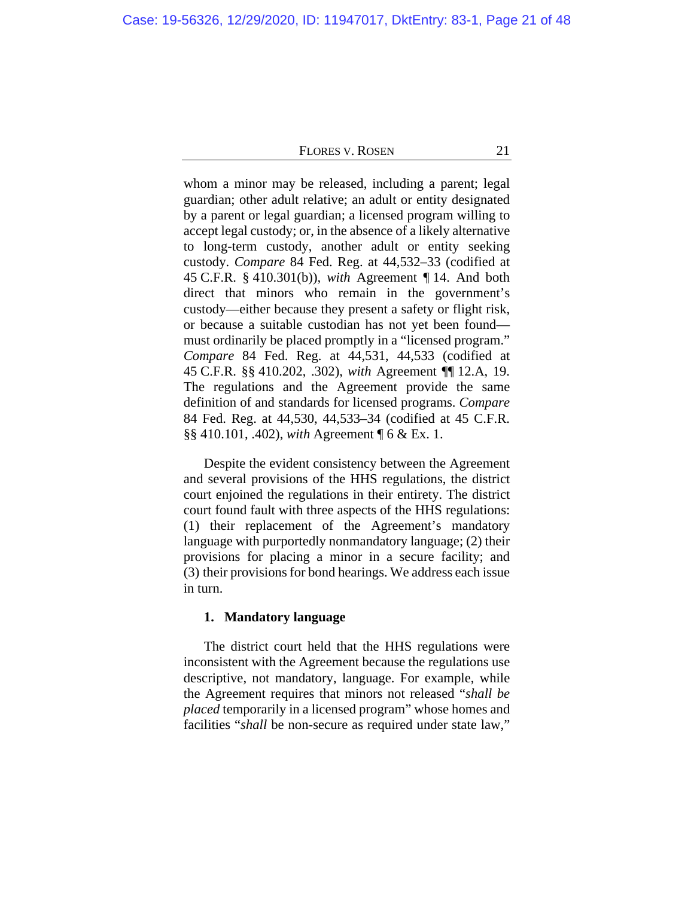whom a minor may be released, including a parent; legal guardian; other adult relative; an adult or entity designated by a parent or legal guardian; a licensed program willing to accept legal custody; or, in the absence of a likely alternative to long-term custody, another adult or entity seeking custody. *Compare* 84 Fed. Reg. at 44,532–33 (codified at 45 C.F.R. § 410.301(b)), *with* Agreement ¶ 14. And both direct that minors who remain in the government's custody—either because they present a safety or flight risk, or because a suitable custodian has not yet been found—must ordinarily be placed promptly in a "licensed program." *Compare* 84 Fed. Reg. at 44,531, 44,533 (codified at 45 C.F.R. §§ 410.202, .302), *with* Agreement ¶¶ 12.A, 19. The regulations and the Agreement provide the same definition of and standards for licensed programs. *Compare* 84 Fed. Reg. at 44,530, 44,533–34 (codified at 45 C.F.R. §§ 410.101, .402), *with* Agreement ¶ 6 & Ex. 1.

Despite the evident consistency between the Agreement and several provisions of the HHS regulations, the district court enjoined the regulations in their entirety. The district court found fault with three aspects of the HHS regulations: (1) their replacement of the Agreement's mandatory language with purportedly nonmandatory language; (2) their provisions for placing a minor in a secure facility; and (3) their provisions for bond hearings. We address each issue in turn.

### 1. Mandatory language

The district court held that the HHS regulations were inconsistent with the Agreement because the regulations use descriptive, not mandatory, language. For example, while the Agreement requires that minors not released "*shall be placed* temporarily in a licensed program" whose homes and facilities "*shall* be non-secure as required under state law,"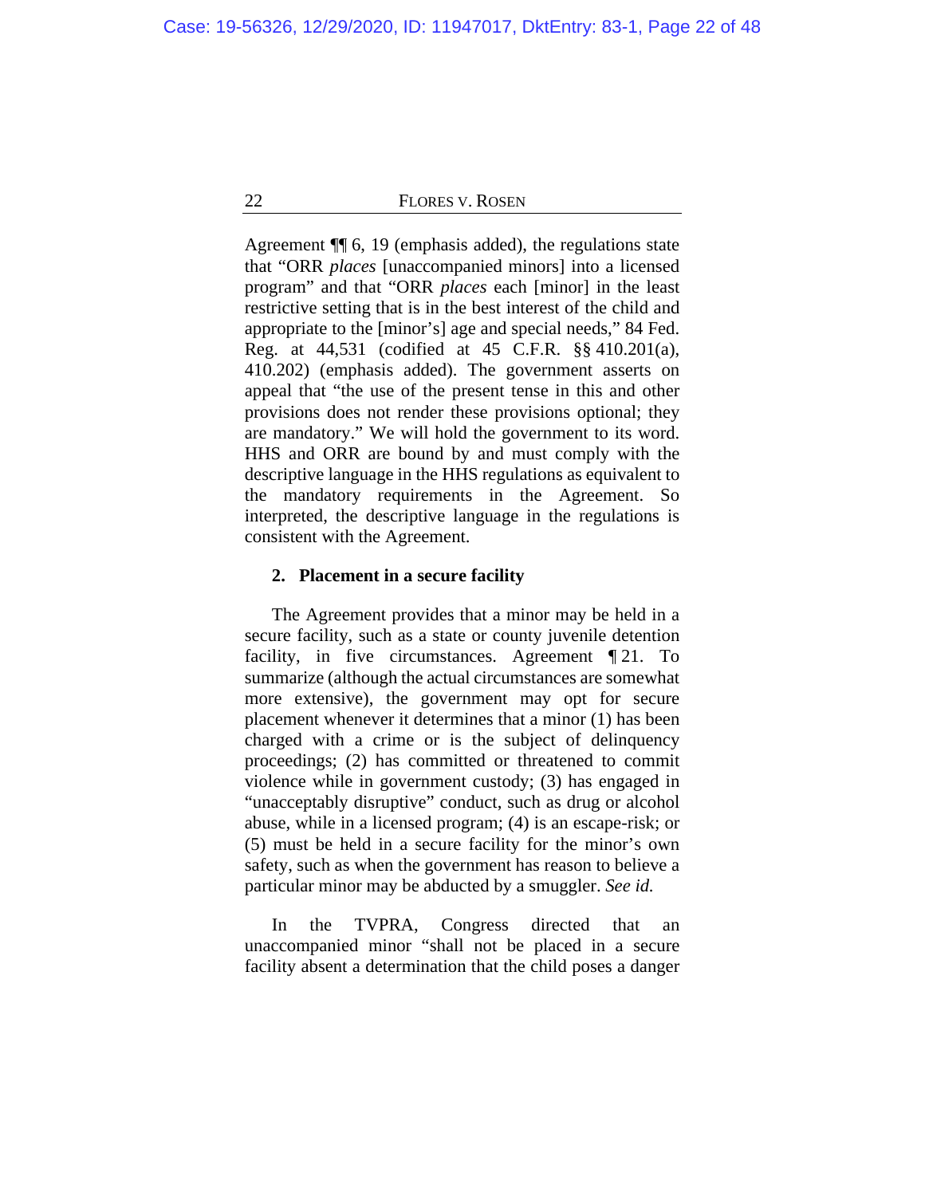Agreement ¶¶ 6, 19 (emphasis added), the regulations state that "ORR *places* [unaccompanied minors] into a licensed program" and that "ORR *places* each [minor] in the least restrictive setting that is in the best interest of the child and appropriate to the [minor's] age and special needs," 84 Fed. Reg. at 44,531 (codified at 45 C.F.R. §§ 410.201(a), 410.202) (emphasis added). The government asserts on appeal that "the use of the present tense in this and other provisions does not render these provisions optional; they are mandatory." We will hold the government to its word. HHS and ORR are bound by and must comply with the descriptive language in the HHS regulations as equivalent to the mandatory requirements in the Agreement. So interpreted, the descriptive language in the regulations is consistent with the Agreement.

**2. Placement in a secure facility**

The Agreement provides that a minor may be held in a secure facility, such as a state or county juvenile detention facility, in five circumstances. Agreement ¶ 21. To summarize (although the actual circumstances are somewhat more extensive), the government may opt for secure placement whenever it determines that a minor (1) has been charged with a crime or is the subject of delinquency proceedings; (2) has committed or threatened to commit violence while in government custody; (3) has engaged in "unacceptably disruptive" conduct, such as drug or alcohol abuse, while in a licensed program; (4) is an escape-risk; or (5) must be held in a secure facility for the minor's own safety, such as when the government has reason to believe a particular minor may be abducted by a smuggler. *See id.*

In the TVPRA, Congress directed that an unaccompanied minor "shall not be placed in a secure facility absent a determination that the child poses a danger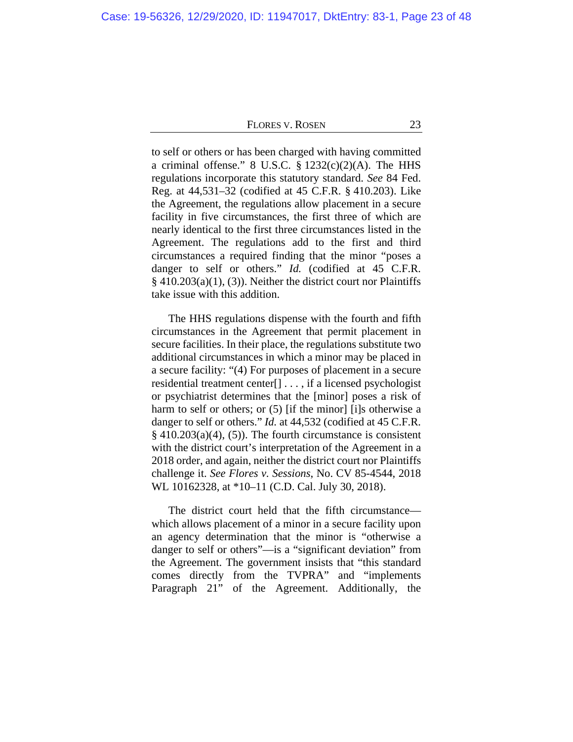to self or others or has been charged with having committed a criminal offense." 8 U.S.C. § 1232(c)(2)(A). The HHS regulations incorporate this statutory standard. *See* 84 Fed. Reg. at 44,531–32 (codified at 45 C.F.R. § 410.203). Like the Agreement, the regulations allow placement in a secure facility in five circumstances, the first three of which are nearly identical to the first three circumstances listed in the Agreement. The regulations add to the first and third circumstances a required finding that the minor "poses a danger to self or others." *Id.* (codified at 45 C.F.R. § 410.203(a)(1), (3)). Neither the district court nor Plaintiffs take issue with this addition.

The HHS regulations dispense with the fourth and fifth circumstances in the Agreement that permit placement in secure facilities. In their place, the regulations substitute two additional circumstances in which a minor may be placed in a secure facility: "(4) For purposes of placement in a secure residential treatment center[] . . . , if a licensed psychologist or psychiatrist determines that the [minor] poses a risk of harm to self or others; or (5) [if the minor] [i]s otherwise a danger to self or others." *Id.* at 44,532 (codified at 45 C.F.R. § 410.203(a)(4), (5)). The fourth circumstance is consistent with the district court's interpretation of the Agreement in a 2018 order, and again, neither the district court nor Plaintiffs challenge it. *See Flores v. Sessions*, No. CV 85-4544, 2018 WL 10162328, at *10–11 (C.D. Cal. July 30, 2018).

The district court held that the fifth circumstance—which allows placement of a minor in a secure facility upon an agency determination that the minor is "otherwise a danger to self or others"—is a "significant deviation" from the Agreement. The government insists that "this standard comes directly from the TVPRA" and "implements Paragraph 21" of the Agreement. Additionally, the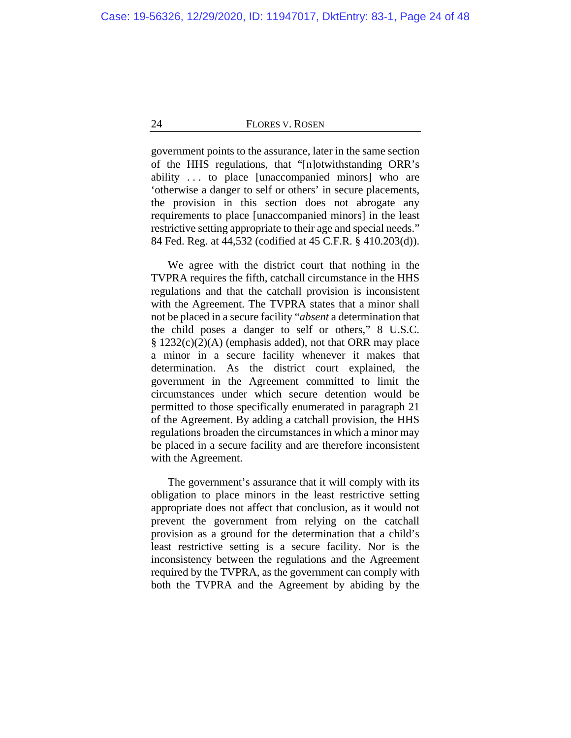government points to the assurance, later in the same section of the HHS regulations, that "[n]otwithstanding ORR's ability . . . to place [unaccompanied minors] who are 'otherwise a danger to self or others' in secure placements, the provision in this section does not abrogate any requirements to place [unaccompanied minors] in the least restrictive setting appropriate to their age and special needs." 84 Fed. Reg. at 44,532 (codified at 45 C.F.R. § 410.203(d)).

We agree with the district court that nothing in the TVPRA requires the fifth, catchall circumstance in the HHS regulations and that the catchall provision is inconsistent with the Agreement. The TVPRA states that a minor shall not be placed in a secure facility "*absent* a determination that the child poses a danger to self or others," 8 U.S.C. § 1232(c)(2)(A) (emphasis added), not that ORR may place a minor in a secure facility whenever it makes that determination. As the district court explained, the government in the Agreement committed to limit the circumstances under which secure detention would be permitted to those specifically enumerated in paragraph 21 of the Agreement. By adding a catchall provision, the HHS regulations broaden the circumstances in which a minor may be placed in a secure facility and are therefore inconsistent with the Agreement.

The government's assurance that it will comply with its obligation to place minors in the least restrictive setting appropriate does not affect that conclusion, as it would not prevent the government from relying on the catchall provision as a ground for the determination that a child's least restrictive setting is a secure facility. Nor is the inconsistency between the regulations and the Agreement required by the TVPRA, as the government can comply with both the TVPRA and the Agreement by abiding by the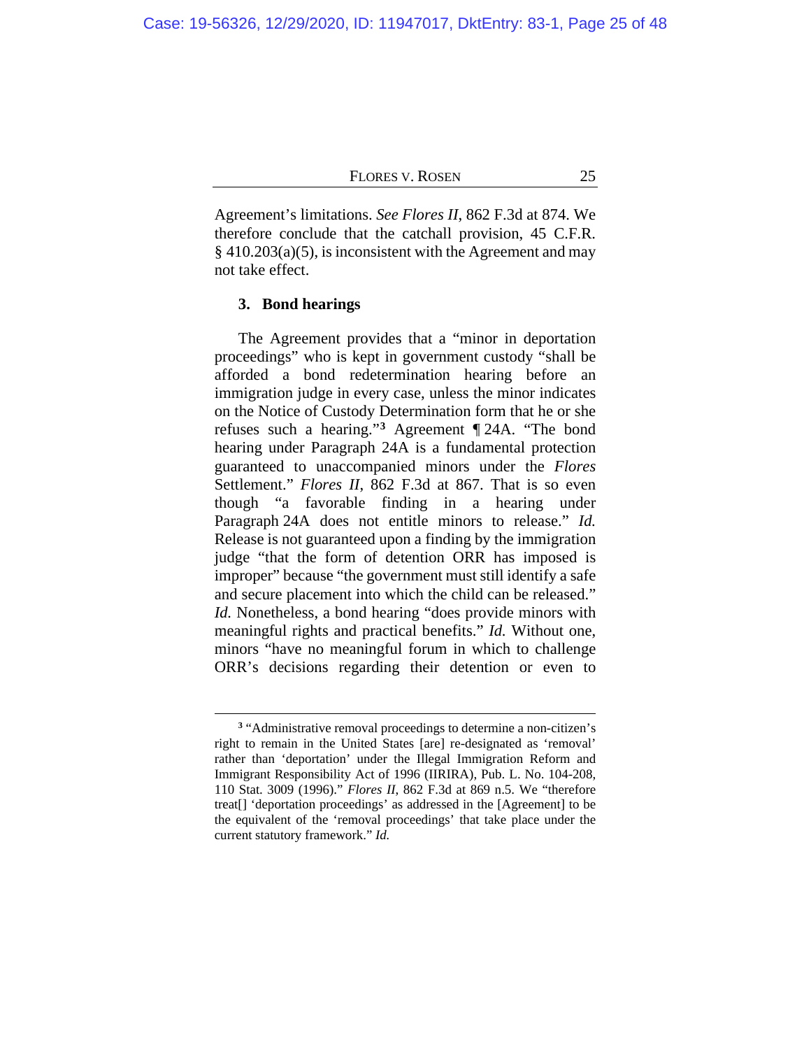Agreement's limitations. *See Flores II*, 862 F.3d at 874. We therefore conclude that the catchall provision, 45 C.F.R. § 410.203(a)(5), is inconsistent with the Agreement and may not take effect.

### 3. Bond hearings

The Agreement provides that a "minor in deportation proceedings" who is kept in government custody "shall be afforded a bond redetermination hearing before an immigration judge in every case, unless the minor indicates on the Notice of Custody Determination form that he or she refuses such a hearing."[3] Agreement ¶ 24A. "The bond hearing under Paragraph 24A is a fundamental protection guaranteed to unaccompanied minors under the *Flores* Settlement." *Flores II*, 862 F.3d at 867. That is so even though "a favorable finding in a hearing under Paragraph 24A does not entitle minors to release." *Id.* Release is not guaranteed upon a finding by the immigration judge "that the form of detention ORR has imposed is improper" because "the government must still identify a safe and secure placement into which the child can be released." *Id.* Nonetheless, a bond hearing "does provide minors with meaningful rights and practical benefits." *Id.* Without one, minors "have no meaningful forum in which to challenge ORR's decisions regarding their detention or even to

---

[3] "Administrative removal proceedings to determine a non-citizen's right to remain in the United States [are] re-designated as 'removal' rather than 'deportation' under the Illegal Immigration Reform and Immigrant Responsibility Act of 1996 (IIRIRA), Pub. L. No. 104-208, 110 Stat. 3009 (1996)." *Flores II*, 862 F.3d at 869 n.5. We "therefore treat[] 'deportation proceedings' as addressed in the [Agreement] to be the equivalent of the 'removal proceedings' that take place under the current statutory framework." *Id.*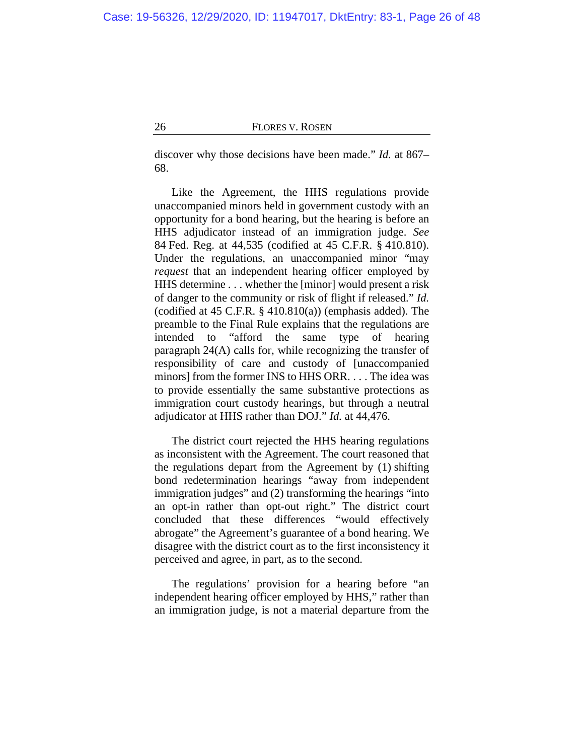discover why those decisions have been made." *Id.* at 867–68.

Like the Agreement, the HHS regulations provide unaccompanied minors held in government custody with an opportunity for a bond hearing, but the hearing is before an HHS adjudicator instead of an immigration judge. *See* 84 Fed. Reg. at 44,535 (codified at 45 C.F.R. § 410.810). Under the regulations, an unaccompanied minor "may *request* that an independent hearing officer employed by HHS determine . . . whether the [minor] would present a risk of danger to the community or risk of flight if released." *Id.* (codified at 45 C.F.R. § 410.810(a)) (emphasis added). The preamble to the Final Rule explains that the regulations are intended to "afford the same type of hearing paragraph 24(A) calls for, while recognizing the transfer of responsibility of care and custody of [unaccompanied minors] from the former INS to HHS ORR. . . . The idea was to provide essentially the same substantive protections as immigration court custody hearings, but through a neutral adjudicator at HHS rather than DOJ." *Id.* at 44,476.

The district court rejected the HHS hearing regulations as inconsistent with the Agreement. The court reasoned that the regulations depart from the Agreement by (1) shifting bond redetermination hearings "away from independent immigration judges" and (2) transforming the hearings "into an opt-in rather than opt-out right." The district court concluded that these differences "would effectively abrogate" the Agreement's guarantee of a bond hearing. We disagree with the district court as to the first inconsistency it perceived and agree, in part, as to the second.

The regulations' provision for a hearing before "an independent hearing officer employed by HHS," rather than an immigration judge, is not a material departure from the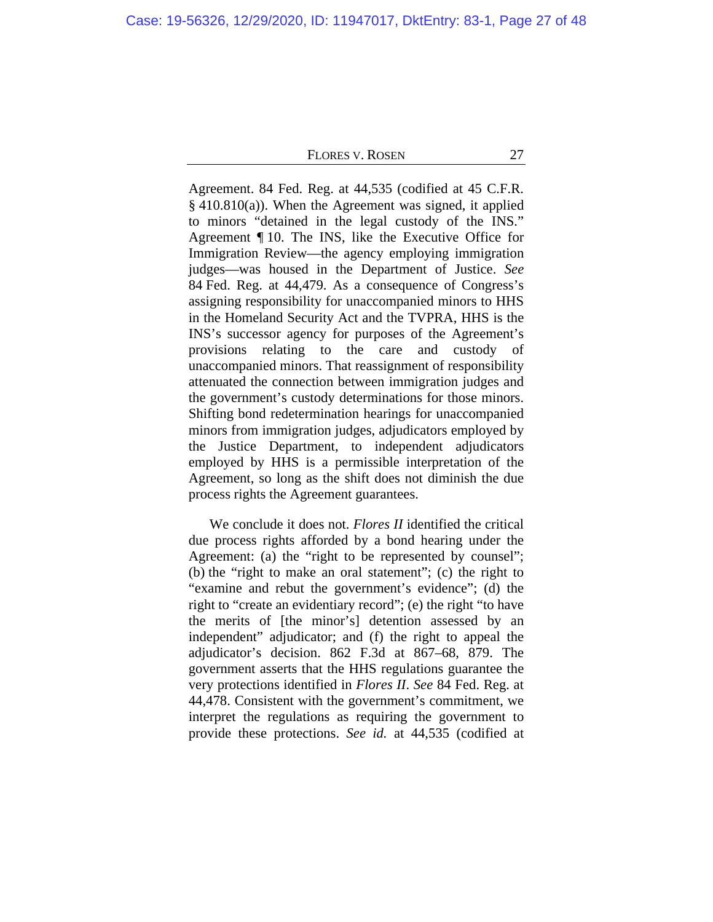Agreement. 84 Fed. Reg. at 44,535 (codified at 45 C.F.R. § 410.810(a)). When the Agreement was signed, it applied to minors "detained in the legal custody of the INS." Agreement ¶ 10. The INS, like the Executive Office for Immigration Review—the agency employing immigration judges—was housed in the Department of Justice. *See* 84 Fed. Reg. at 44,479. As a consequence of Congress's assigning responsibility for unaccompanied minors to HHS in the Homeland Security Act and the TVPRA, HHS is the INS's successor agency for purposes of the Agreement's provisions relating to the care and custody of unaccompanied minors. That reassignment of responsibility attenuated the connection between immigration judges and the government's custody determinations for those minors. Shifting bond redetermination hearings for unaccompanied minors from immigration judges, adjudicators employed by the Justice Department, to independent adjudicators employed by HHS is a permissible interpretation of the Agreement, so long as the shift does not diminish the due process rights the Agreement guarantees.

We conclude it does not. *Flores II* identified the critical due process rights afforded by a bond hearing under the Agreement: (a) the "right to be represented by counsel"; (b) the "right to make an oral statement"; (c) the right to "examine and rebut the government's evidence"; (d) the right to "create an evidentiary record"; (e) the right "to have the merits of [the minor's] detention assessed by an independent" adjudicator; and (f) the right to appeal the adjudicator's decision. 862 F.3d at 867–68, 879. The government asserts that the HHS regulations guarantee the very protections identified in *Flores II*. *See* 84 Fed. Reg. at 44,478. Consistent with the government's commitment, we interpret the regulations as requiring the government to provide these protections. *See id.* at 44,535 (codified at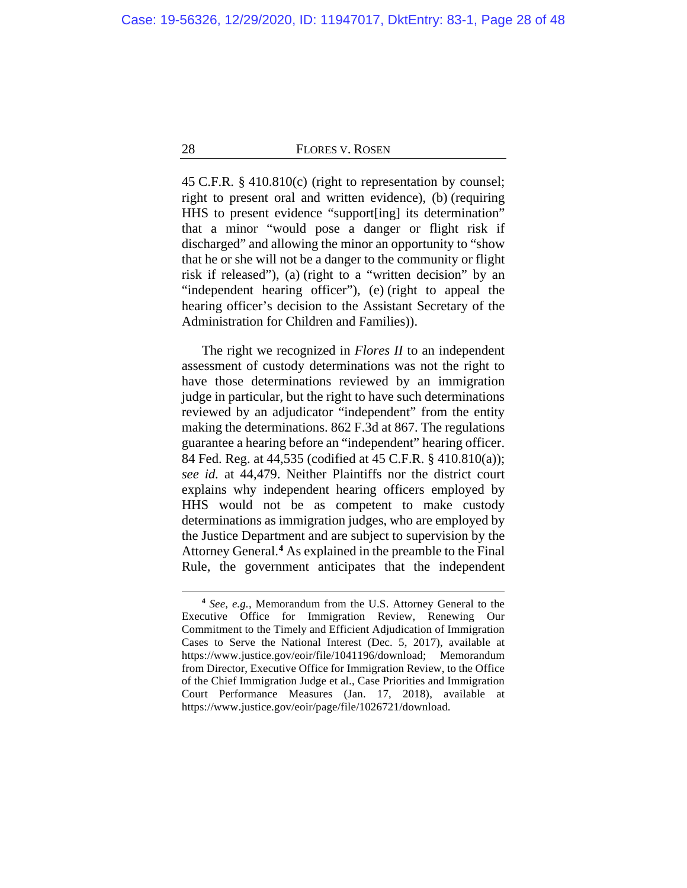45 C.F.R. § 410.810(c) (right to representation by counsel; right to present oral and written evidence), (b) (requiring HHS to present evidence "support[ing] its determination" that a minor "would pose a danger or flight risk if discharged" and allowing the minor an opportunity to "show that he or she will not be a danger to the community or flight risk if released"), (a) (right to a "written decision" by an "independent hearing officer"), (e) (right to appeal the hearing officer's decision to the Assistant Secretary of the Administration for Children and Families)).

The right we recognized in *Flores II* to an independent assessment of custody determinations was not the right to have those determinations reviewed by an immigration judge in particular, but the right to have such determinations reviewed by an adjudicator "independent" from the entity making the determinations. 862 F.3d at 867. The regulations guarantee a hearing before an "independent" hearing officer. 84 Fed. Reg. at 44,535 (codified at 45 C.F.R. § 410.810(a)); *see id.* at 44,479. Neither Plaintiffs nor the district court explains why independent hearing officers employed by HHS would not be as competent to make custody determinations as immigration judges, who are employed by the Justice Department and are subject to supervision by the Attorney General.[4] As explained in the preamble to the Final Rule, the government anticipates that the independent

---

[4] *See, e.g.*, Memorandum from the U.S. Attorney General to the Executive Office for Immigration Review, Renewing Our Commitment to the Timely and Efficient Adjudication of Immigration Cases to Serve the National Interest (Dec. 5, 2017), available at https://www.justice.gov/eoir/file/1041196/download; Memorandum from Director, Executive Office for Immigration Review, to the Office of the Chief Immigration Judge et al., Case Priorities and Immigration Court Performance Measures (Jan. 17, 2018), available at https://www.justice.gov/eoir/page/file/1026721/download.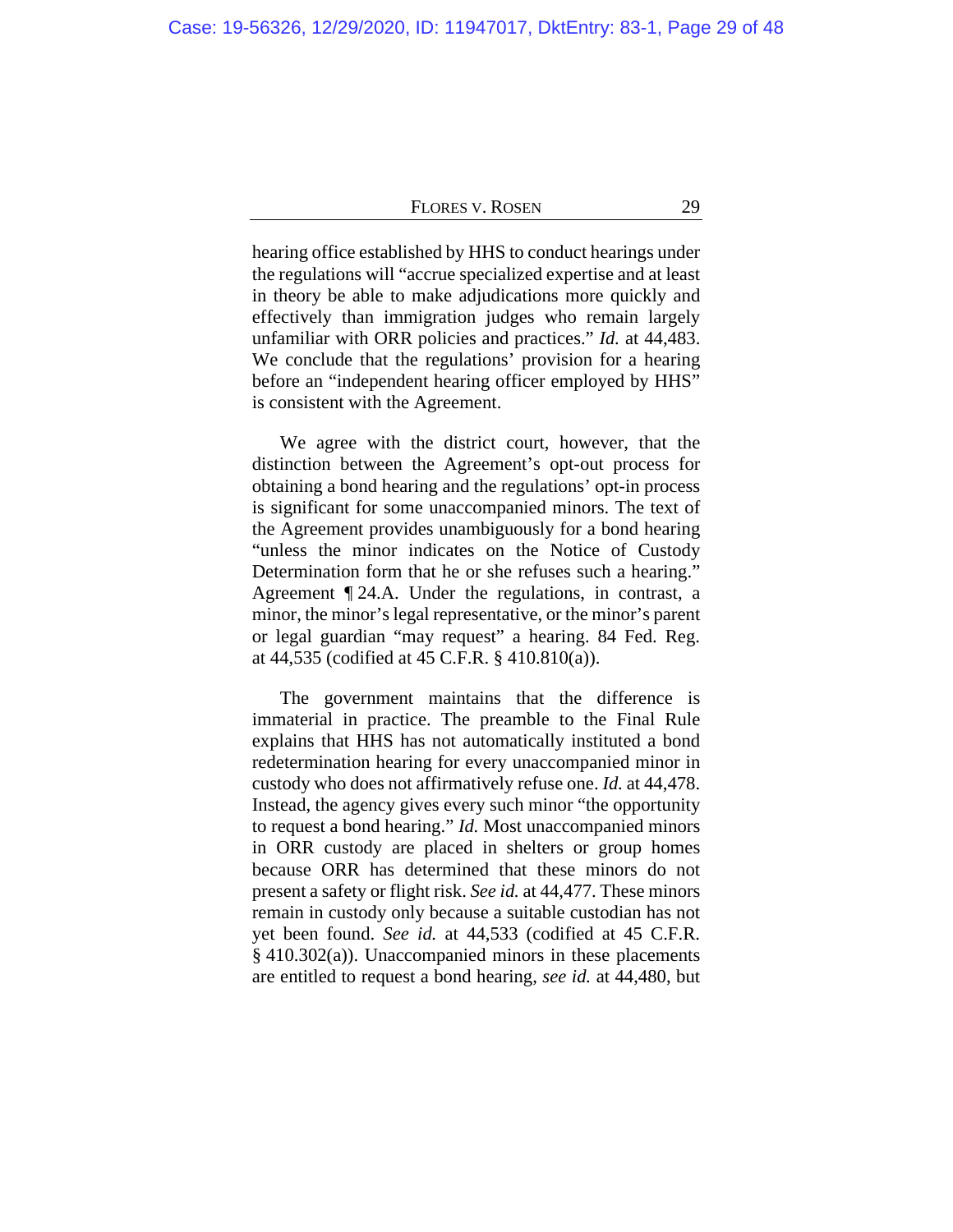hearing office established by HHS to conduct hearings under the regulations will "accrue specialized expertise and at least in theory be able to make adjudications more quickly and effectively than immigration judges who remain largely unfamiliar with ORR policies and practices." *Id.* at 44,483. We conclude that the regulations' provision for a hearing before an "independent hearing officer employed by HHS" is consistent with the Agreement.

We agree with the district court, however, that the distinction between the Agreement's opt-out process for obtaining a bond hearing and the regulations' opt-in process is significant for some unaccompanied minors. The text of the Agreement provides unambiguously for a bond hearing "unless the minor indicates on the Notice of Custody Determination form that he or she refuses such a hearing." Agreement ¶ 24.A. Under the regulations, in contrast, a minor, the minor's legal representative, or the minor's parent or legal guardian "may request" a hearing. 84 Fed. Reg. at 44,535 (codified at 45 C.F.R. § 410.810(a)).

The government maintains that the difference is immaterial in practice. The preamble to the Final Rule explains that HHS has not automatically instituted a bond redetermination hearing for every unaccompanied minor in custody who does not affirmatively refuse one. *Id.* at 44,478. Instead, the agency gives every such minor "the opportunity to request a bond hearing." *Id.* Most unaccompanied minors in ORR custody are placed in shelters or group homes because ORR has determined that these minors do not present a safety or flight risk. *See id.* at 44,477. These minors remain in custody only because a suitable custodian has not yet been found. *See id.* at 44,533 (codified at 45 C.F.R. § 410.302(a)). Unaccompanied minors in these placements are entitled to request a bond hearing, *see id.* at 44,480, but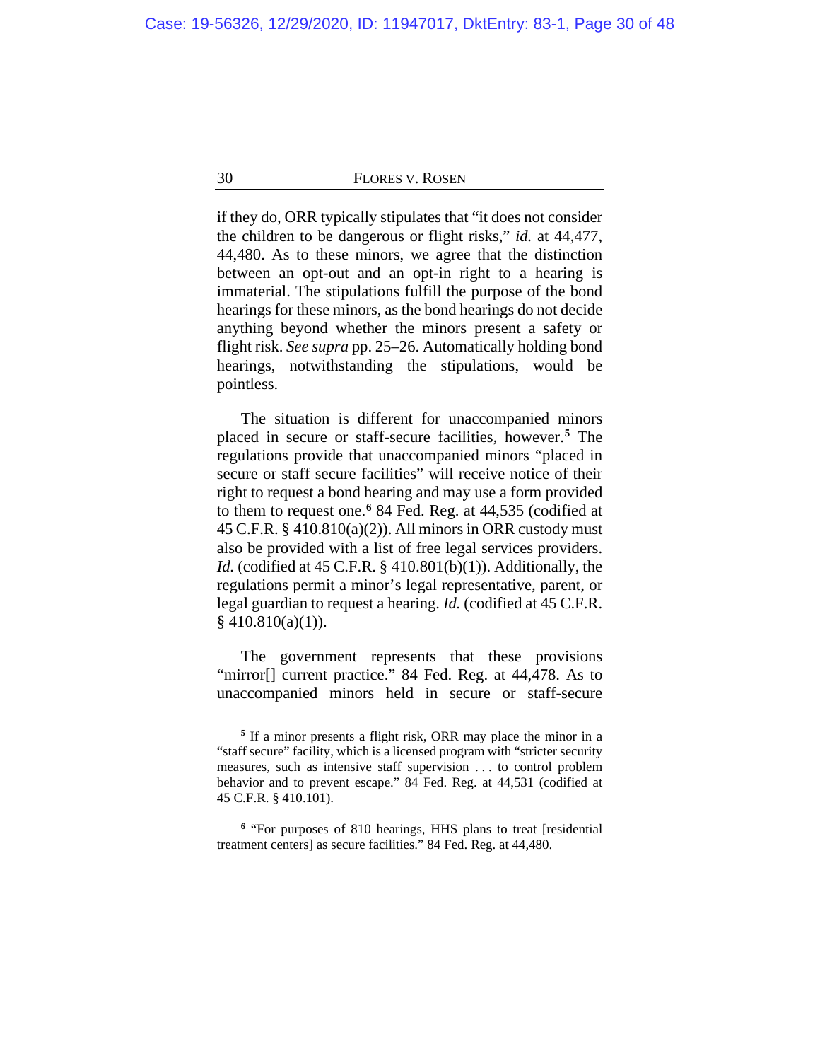if they do, ORR typically stipulates that "it does not consider the children to be dangerous or flight risks," *id.* at 44,477, 44,480. As to these minors, we agree that the distinction between an opt-out and an opt-in right to a hearing is immaterial. The stipulations fulfill the purpose of the bond hearings for these minors, as the bond hearings do not decide anything beyond whether the minors present a safety or flight risk. *See supra* pp. 25–26. Automatically holding bond hearings, notwithstanding the stipulations, would be pointless.

The situation is different for unaccompanied minors placed in secure or staff-secure facilities, however.[5] The regulations provide that unaccompanied minors "placed in secure or staff secure facilities" will receive notice of their right to request a bond hearing and may use a form provided to them to request one.[6] 84 Fed. Reg. at 44,535 (codified at 45 C.F.R. § 410.810(a)(2)). All minors in ORR custody must also be provided with a list of free legal services providers. *Id.* (codified at 45 C.F.R. § 410.801(b)(1)). Additionally, the regulations permit a minor's legal representative, parent, or legal guardian to request a hearing. *Id.* (codified at 45 C.F.R. § 410.810(a)(1)).

The government represents that these provisions "mirror[] current practice." 84 Fed. Reg. at 44,478. As to unaccompanied minors held in secure or staff-secure

---

[5] If a minor presents a flight risk, ORR may place the minor in a "staff secure" facility, which is a licensed program with "stricter security measures, such as intensive staff supervision . . . to control problem behavior and to prevent escape." 84 Fed. Reg. at 44,531 (codified at 45 C.F.R. § 410.101).

[6] "For purposes of 810 hearings, HHS plans to treat [residential treatment centers] as secure facilities." 84 Fed. Reg. at 44,480.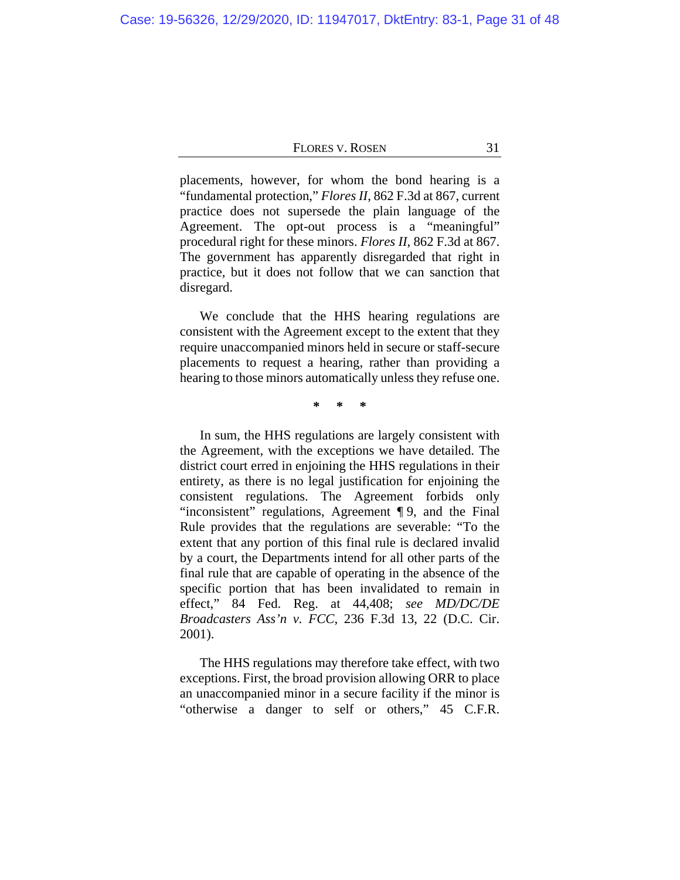placements, however, for whom the bond hearing is a "fundamental protection," *Flores II*, 862 F.3d at 867, current practice does not supersede the plain language of the Agreement. The opt-out process is a "meaningful" procedural right for these minors. *Flores II*, 862 F.3d at 867. The government has apparently disregarded that right in practice, but it does not follow that we can sanction that disregard.

We conclude that the HHS hearing regulations are consistent with the Agreement except to the extent that they require unaccompanied minors held in secure or staff-secure placements to request a hearing, rather than providing a hearing to those minors automatically unless they refuse one.

\* \* \*

In sum, the HHS regulations are largely consistent with the Agreement, with the exceptions we have detailed. The district court erred in enjoining the HHS regulations in their entirety, as there is no legal justification for enjoining the consistent regulations. The Agreement forbids only "inconsistent" regulations, Agreement ¶ 9, and the Final Rule provides that the regulations are severable: "To the extent that any portion of this final rule is declared invalid by a court, the Departments intend for all other parts of the final rule that are capable of operating in the absence of the specific portion that has been invalidated to remain in effect," 84 Fed. Reg. at 44,408; *see MD/DC/DE Broadcasters Ass'n v. FCC*, 236 F.3d 13, 22 (D.C. Cir. 2001).

The HHS regulations may therefore take effect, with two exceptions. First, the broad provision allowing ORR to place an unaccompanied minor in a secure facility if the minor is "otherwise a danger to self or others," 45 C.F.R.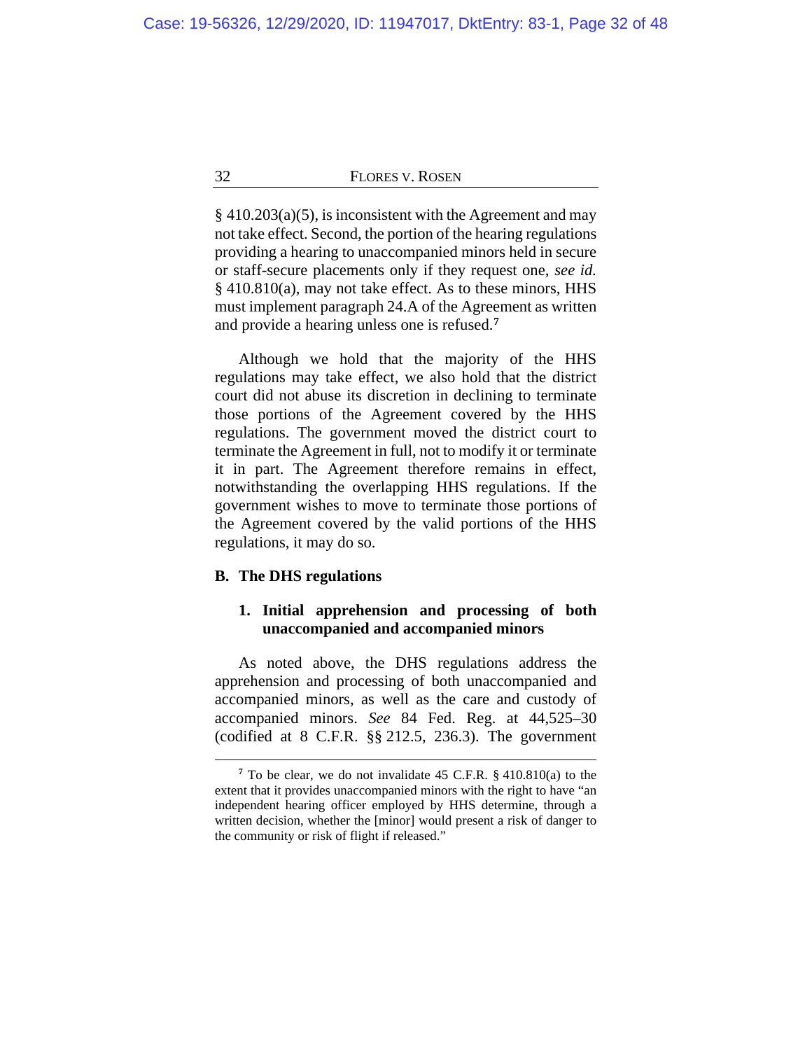§ 410.203(a)(5), is inconsistent with the Agreement and may not take effect. Second, the portion of the hearing regulations providing a hearing to unaccompanied minors held in secure or staff-secure placements only if they request one, *see id.* § 410.810(a), may not take effect. As to these minors, HHS must implement paragraph 24.A of the Agreement as written and provide a hearing unless one is refused.[7]

Although we hold that the majority of the HHS regulations may take effect, we also hold that the district court did not abuse its discretion in declining to terminate those portions of the Agreement covered by the HHS regulations. The government moved the district court to terminate the Agreement in full, not to modify it or terminate it in part. The Agreement therefore remains in effect, notwithstanding the overlapping HHS regulations. If the government wishes to move to terminate those portions of the Agreement covered by the valid portions of the HHS regulations, it may do so.

### B. The DHS regulations

#### 1. Initial apprehension and processing of both unaccompanied and accompanied minors

As noted above, the DHS regulations address the apprehension and processing of both unaccompanied and accompanied minors, as well as the care and custody of accompanied minors. *See* 84 Fed. Reg. at 44,525–30 (codified at 8 C.F.R. §§ 212.5, 236.3). The government

---

[7] To be clear, we do not invalidate 45 C.F.R. § 410.810(a) to the extent that it provides unaccompanied minors with the right to have "an independent hearing officer employed by HHS determine, through a written decision, whether the [minor] would present a risk of danger to the community or risk of flight if released."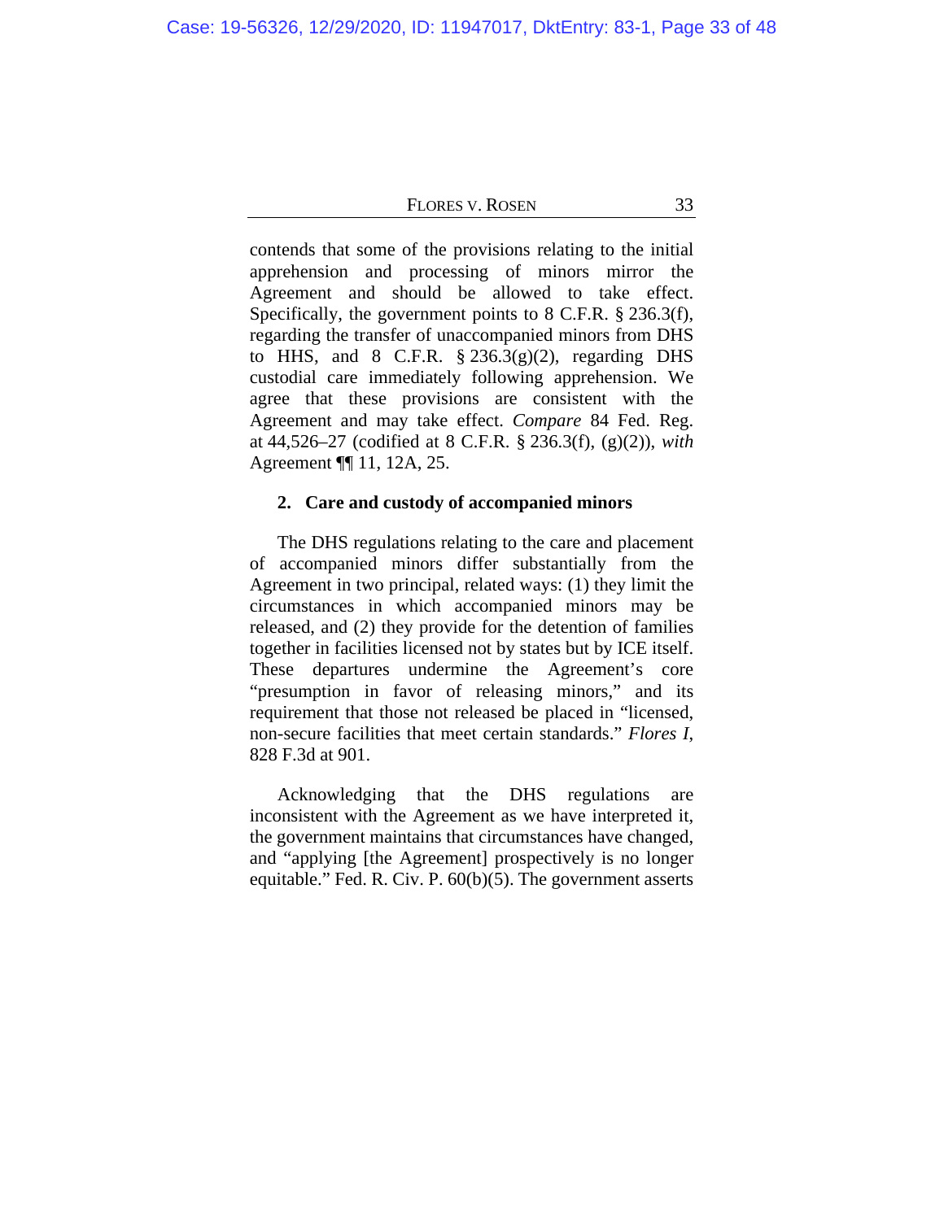contends that some of the provisions relating to the initial apprehension and processing of minors mirror the Agreement and should be allowed to take effect. Specifically, the government points to 8 C.F.R. § 236.3(f), regarding the transfer of unaccompanied minors from DHS to HHS, and 8 C.F.R. § 236.3(g)(2), regarding DHS custodial care immediately following apprehension. We agree that these provisions are consistent with the Agreement and may take effect. *Compare* 84 Fed. Reg. at 44,526–27 (codified at 8 C.F.R. § 236.3(f), (g)(2)), *with* Agreement ¶¶ 11, 12A, 25.

### 2. Care and custody of accompanied minors

The DHS regulations relating to the care and placement of accompanied minors differ substantially from the Agreement in two principal, related ways: (1) they limit the circumstances in which accompanied minors may be released, and (2) they provide for the detention of families together in facilities licensed not by states but by ICE itself. These departures undermine the Agreement's core "presumption in favor of releasing minors," and its requirement that those not released be placed in "licensed, non-secure facilities that meet certain standards." *Flores I*, 828 F.3d at 901.

Acknowledging that the DHS regulations are inconsistent with the Agreement as we have interpreted it, the government maintains that circumstances have changed, and "applying [the Agreement] prospectively is no longer equitable." Fed. R. Civ. P. 60(b)(5). The government asserts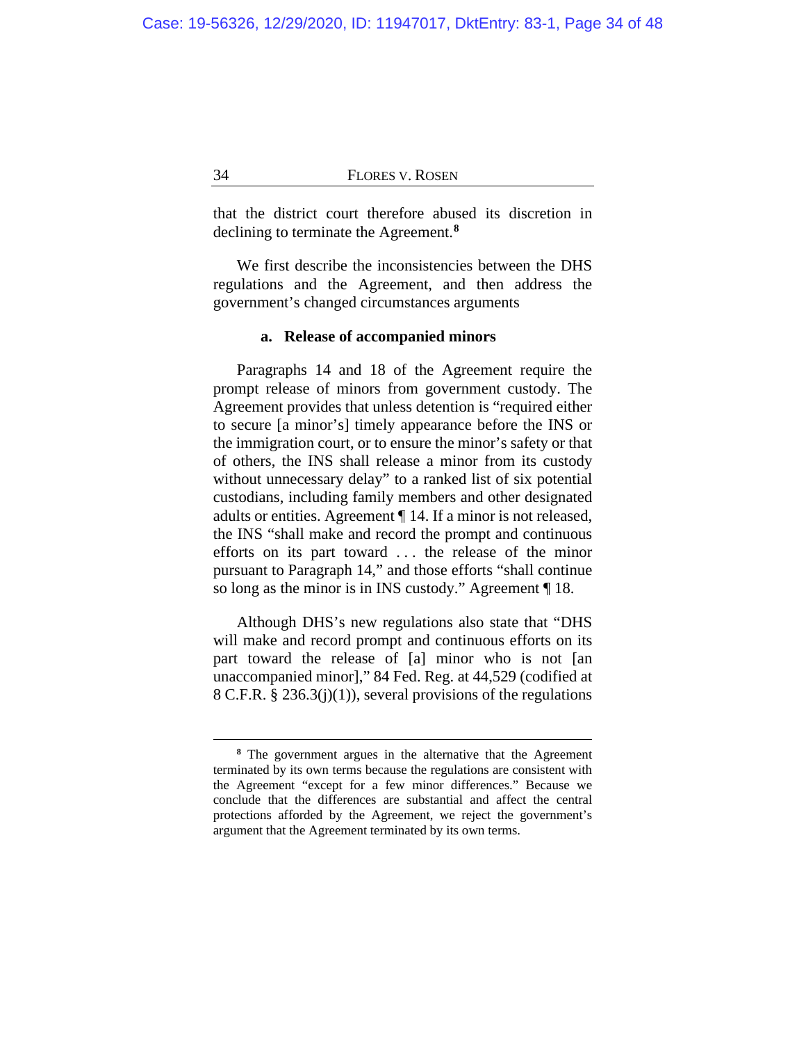that the district court therefore abused its discretion in declining to terminate the Agreement.[8]

We first describe the inconsistencies between the DHS regulations and the Agreement, and then address the government's changed circumstances arguments

#### a. Release of accompanied minors

Paragraphs 14 and 18 of the Agreement require the prompt release of minors from government custody. The Agreement provides that unless detention is "required either to secure [a minor's] timely appearance before the INS or the immigration court, or to ensure the minor's safety or that of others, the INS shall release a minor from its custody without unnecessary delay" to a ranked list of six potential custodians, including family members and other designated adults or entities. Agreement ¶ 14. If a minor is not released, the INS "shall make and record the prompt and continuous efforts on its part toward . . . the release of the minor pursuant to Paragraph 14," and those efforts "shall continue so long as the minor is in INS custody." Agreement ¶ 18.

Although DHS's new regulations also state that "DHS will make and record prompt and continuous efforts on its part toward the release of [a] minor who is not [an unaccompanied minor]," 84 Fed. Reg. at 44,529 (codified at 8 C.F.R. § 236.3(j)(1)), several provisions of the regulations

---

[8] The government argues in the alternative that the Agreement terminated by its own terms because the regulations are consistent with the Agreement "except for a few minor differences." Because we conclude that the differences are substantial and affect the central protections afforded by the Agreement, we reject the government's argument that the Agreement terminated by its own terms.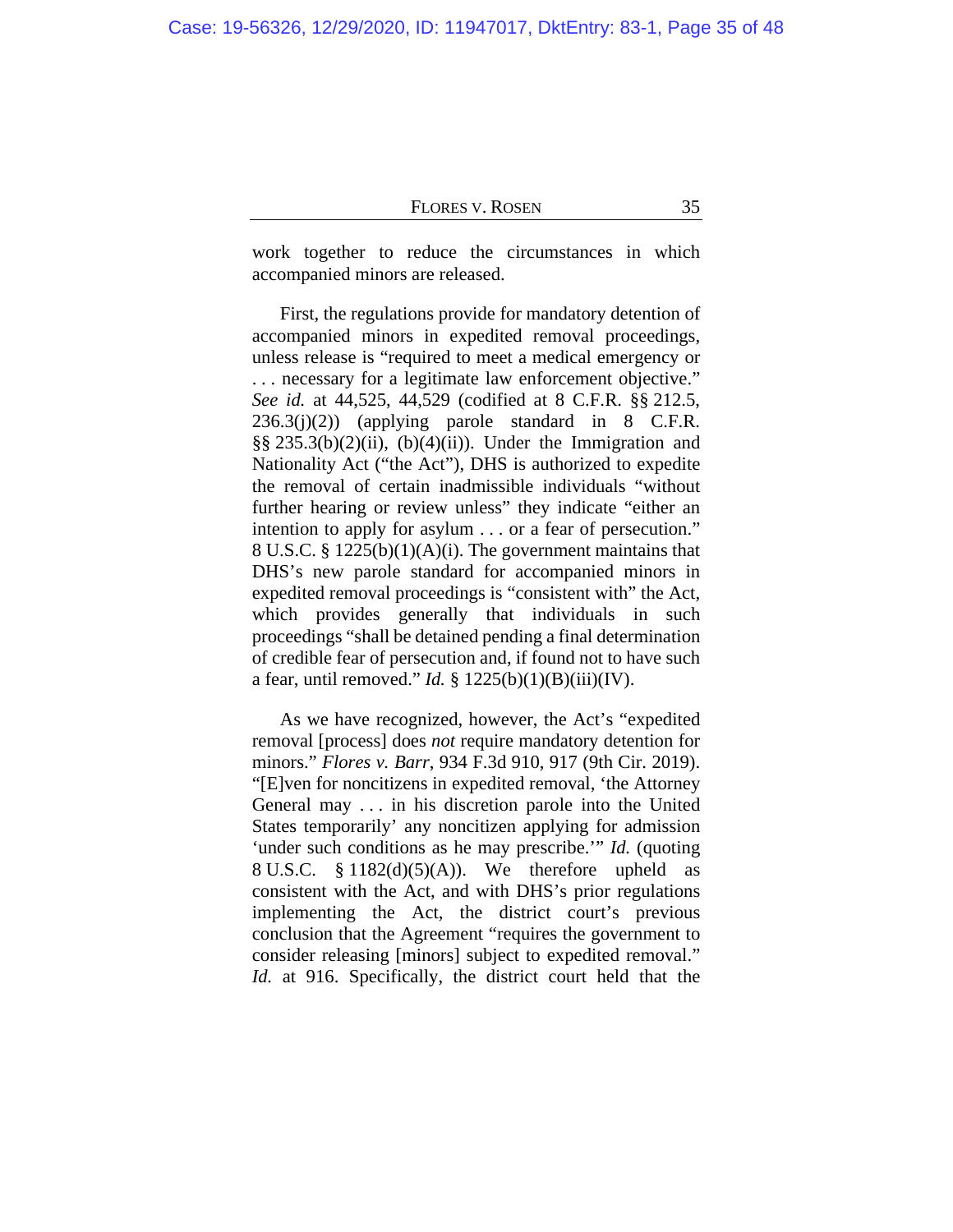work together to reduce the circumstances in which accompanied minors are released.

First, the regulations provide for mandatory detention of accompanied minors in expedited removal proceedings, unless release is "required to meet a medical emergency or . . . necessary for a legitimate law enforcement objective." *See id.* at 44,525, 44,529 (codified at 8 C.F.R. §§ 212.5, 236.3(j)(2)) (applying parole standard in 8 C.F.R. §§ 235.3(b)(2)(ii), (b)(4)(ii)). Under the Immigration and Nationality Act ("the Act"), DHS is authorized to expedite the removal of certain inadmissible individuals "without further hearing or review unless" they indicate "either an intention to apply for asylum . . . or a fear of persecution." 8 U.S.C. § 1225(b)(1)(A)(i). The government maintains that DHS's new parole standard for accompanied minors in expedited removal proceedings is "consistent with" the Act, which provides generally that individuals in such proceedings "shall be detained pending a final determination of credible fear of persecution and, if found not to have such a fear, until removed." *Id.* § 1225(b)(1)(B)(iii)(IV).

As we have recognized, however, the Act's "expedited removal [process] does *not* require mandatory detention for minors." *Flores v. Barr*, 934 F.3d 910, 917 (9th Cir. 2019). "[E]ven for noncitizens in expedited removal, 'the Attorney General may . . . in his discretion parole into the United States temporarily' any noncitizen applying for admission 'under such conditions as he may prescribe.'" *Id.* (quoting 8 U.S.C. § 1182(d)(5)(A)). We therefore upheld as consistent with the Act, and with DHS's prior regulations implementing the Act, the district court's previous conclusion that the Agreement "requires the government to consider releasing [minors] subject to expedited removal." *Id.* at 916. Specifically, the district court held that the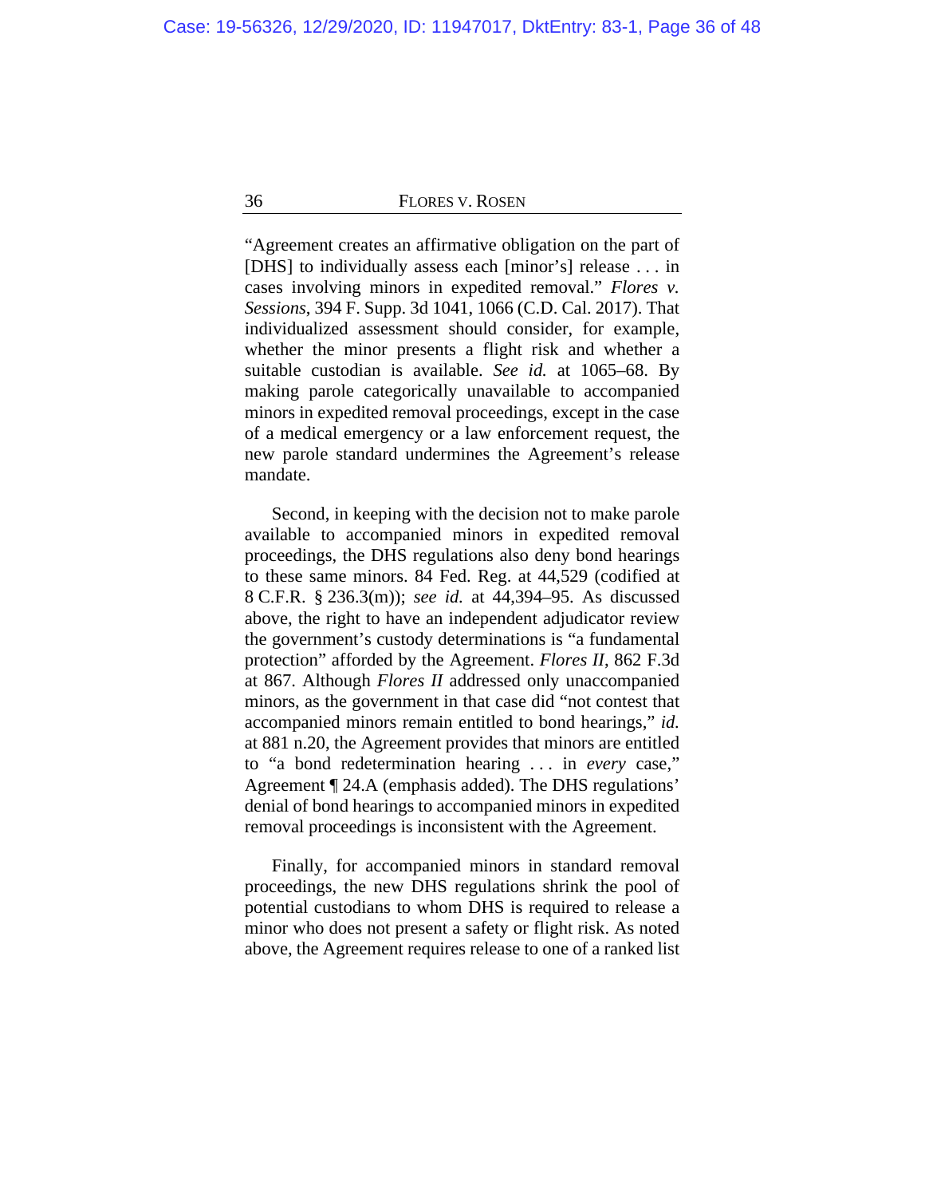"Agreement creates an affirmative obligation on the part of [DHS] to individually assess each [minor's] release . . . in cases involving minors in expedited removal." *Flores v. Sessions*, 394 F. Supp. 3d 1041, 1066 (C.D. Cal. 2017). That individualized assessment should consider, for example, whether the minor presents a flight risk and whether a suitable custodian is available. *See id.* at 1065–68. By making parole categorically unavailable to accompanied minors in expedited removal proceedings, except in the case of a medical emergency or a law enforcement request, the new parole standard undermines the Agreement's release mandate.

Second, in keeping with the decision not to make parole available to accompanied minors in expedited removal proceedings, the DHS regulations also deny bond hearings to these same minors. 84 Fed. Reg. at 44,529 (codified at 8 C.F.R. § 236.3(m)); *see id.* at 44,394–95. As discussed above, the right to have an independent adjudicator review the government's custody determinations is "a fundamental protection" afforded by the Agreement. *Flores II*, 862 F.3d at 867. Although *Flores II* addressed only unaccompanied minors, as the government in that case did "not contest that accompanied minors remain entitled to bond hearings," *id.* at 881 n.20, the Agreement provides that minors are entitled to "a bond redetermination hearing . . . in *every* case," Agreement ¶ 24.A (emphasis added). The DHS regulations' denial of bond hearings to accompanied minors in expedited removal proceedings is inconsistent with the Agreement.

Finally, for accompanied minors in standard removal proceedings, the new DHS regulations shrink the pool of potential custodians to whom DHS is required to release a minor who does not present a safety or flight risk. As noted above, the Agreement requires release to one of a ranked list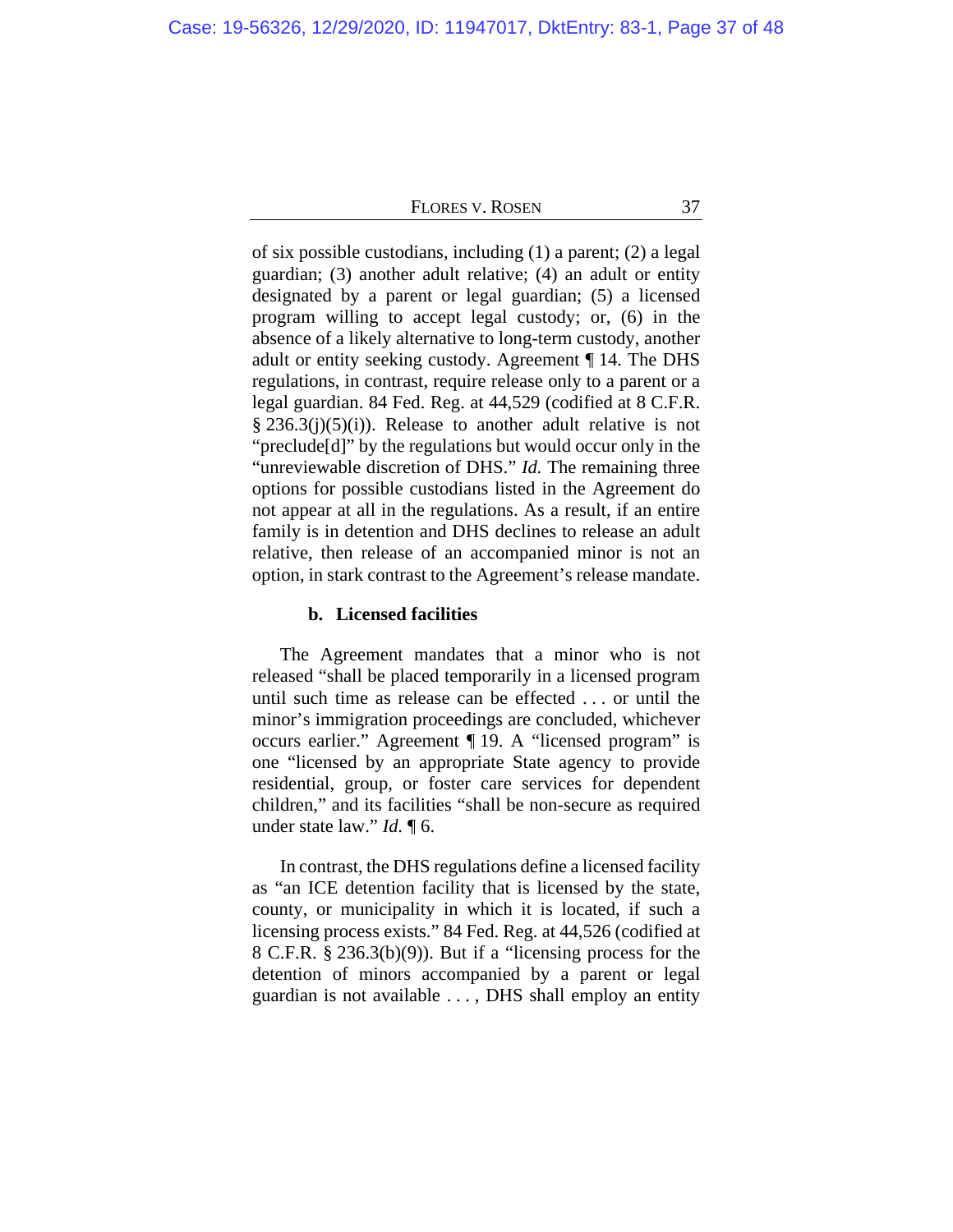of six possible custodians, including (1) a parent; (2) a legal guardian; (3) another adult relative; (4) an adult or entity designated by a parent or legal guardian; (5) a licensed program willing to accept legal custody; or, (6) in the absence of a likely alternative to long-term custody, another adult or entity seeking custody. Agreement ¶ 14. The DHS regulations, in contrast, require release only to a parent or a legal guardian. 84 Fed. Reg. at 44,529 (codified at 8 C.F.R. § 236.3(j)(5)(i)). Release to another adult relative is not "preclude[d]" by the regulations but would occur only in the "unreviewable discretion of DHS." *Id.* The remaining three options for possible custodians listed in the Agreement do not appear at all in the regulations. As a result, if an entire family is in detention and DHS declines to release an adult relative, then release of an accompanied minor is not an option, in stark contrast to the Agreement's release mandate.

**b. Licensed facilities**

The Agreement mandates that a minor who is not released "shall be placed temporarily in a licensed program until such time as release can be effected . . . or until the minor's immigration proceedings are concluded, whichever occurs earlier." Agreement ¶ 19. A "licensed program" is one "licensed by an appropriate State agency to provide residential, group, or foster care services for dependent children," and its facilities "shall be non-secure as required under state law." *Id.* ¶ 6.

In contrast, the DHS regulations define a licensed facility as "an ICE detention facility that is licensed by the state, county, or municipality in which it is located, if such a licensing process exists." 84 Fed. Reg. at 44,526 (codified at 8 C.F.R. § 236.3(b)(9)). But if a "licensing process for the detention of minors accompanied by a parent or legal guardian is not available . . . , DHS shall employ an entity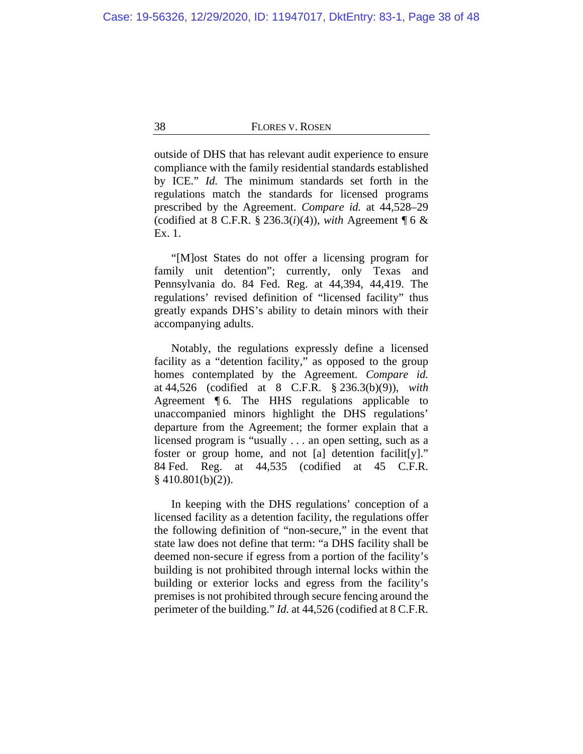outside of DHS that has relevant audit experience to ensure compliance with the family residential standards established by ICE." *Id.* The minimum standards set forth in the regulations match the standards for licensed programs prescribed by the Agreement. *Compare id.* at 44,528–29 (codified at 8 C.F.R. § 236.3(*i*)(4)), *with* Agreement ¶ 6 & Ex. 1.

"[M]ost States do not offer a licensing program for family unit detention"; currently, only Texas and Pennsylvania do. 84 Fed. Reg. at 44,394, 44,419. The regulations' revised definition of "licensed facility" thus greatly expands DHS's ability to detain minors with their accompanying adults.

Notably, the regulations expressly define a licensed facility as a "detention facility," as opposed to the group homes contemplated by the Agreement. *Compare id.* at 44,526 (codified at 8 C.F.R. § 236.3(b)(9)), *with* Agreement ¶ 6. The HHS regulations applicable to unaccompanied minors highlight the DHS regulations' departure from the Agreement; the former explain that a licensed program is "usually . . . an open setting, such as a foster or group home, and not [a] detention facilit[y]." 84 Fed. Reg. at 44,535 (codified at 45 C.F.R. § 410.801(b)(2)).

In keeping with the DHS regulations' conception of a licensed facility as a detention facility, the regulations offer the following definition of "non-secure," in the event that state law does not define that term: "a DHS facility shall be deemed non-secure if egress from a portion of the facility's building is not prohibited through internal locks within the building or exterior locks and egress from the facility's premises is not prohibited through secure fencing around the perimeter of the building." *Id.* at 44,526 (codified at 8 C.F.R.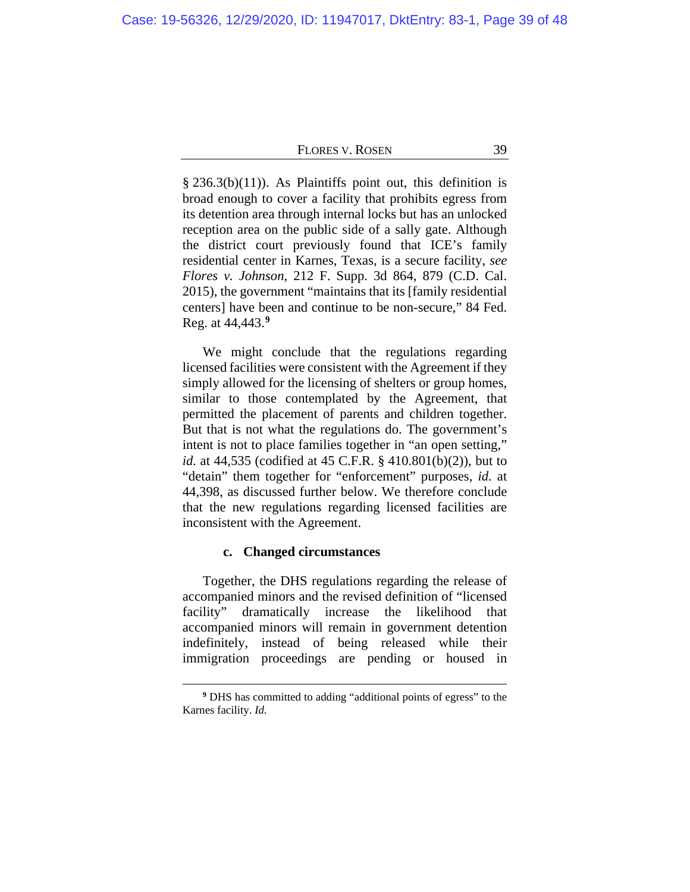§ 236.3(b)(11)). As Plaintiffs point out, this definition is broad enough to cover a facility that prohibits egress from its detention area through internal locks but has an unlocked reception area on the public side of a sally gate. Although the district court previously found that ICE's family residential center in Karnes, Texas, is a secure facility, *see Flores v. Johnson*, 212 F. Supp. 3d 864, 879 (C.D. Cal. 2015), the government "maintains that its [family residential centers] have been and continue to be non-secure," 84 Fed. Reg. at 44,443.[9]

We might conclude that the regulations regarding licensed facilities were consistent with the Agreement if they simply allowed for the licensing of shelters or group homes, similar to those contemplated by the Agreement, that permitted the placement of parents and children together. But that is not what the regulations do. The government's intent is not to place families together in "an open setting," *id.* at 44,535 (codified at 45 C.F.R. § 410.801(b)(2)), but to "detain" them together for "enforcement" purposes, *id.* at 44,398, as discussed further below. We therefore conclude that the new regulations regarding licensed facilities are inconsistent with the Agreement.

#### c. Changed circumstances

Together, the DHS regulations regarding the release of accompanied minors and the revised definition of "licensed facility" dramatically increase the likelihood that accompanied minors will remain in government detention indefinitely, instead of being released while their immigration proceedings are pending or housed in

---

[9] DHS has committed to adding "additional points of egress" to the Karnes facility. *Id.*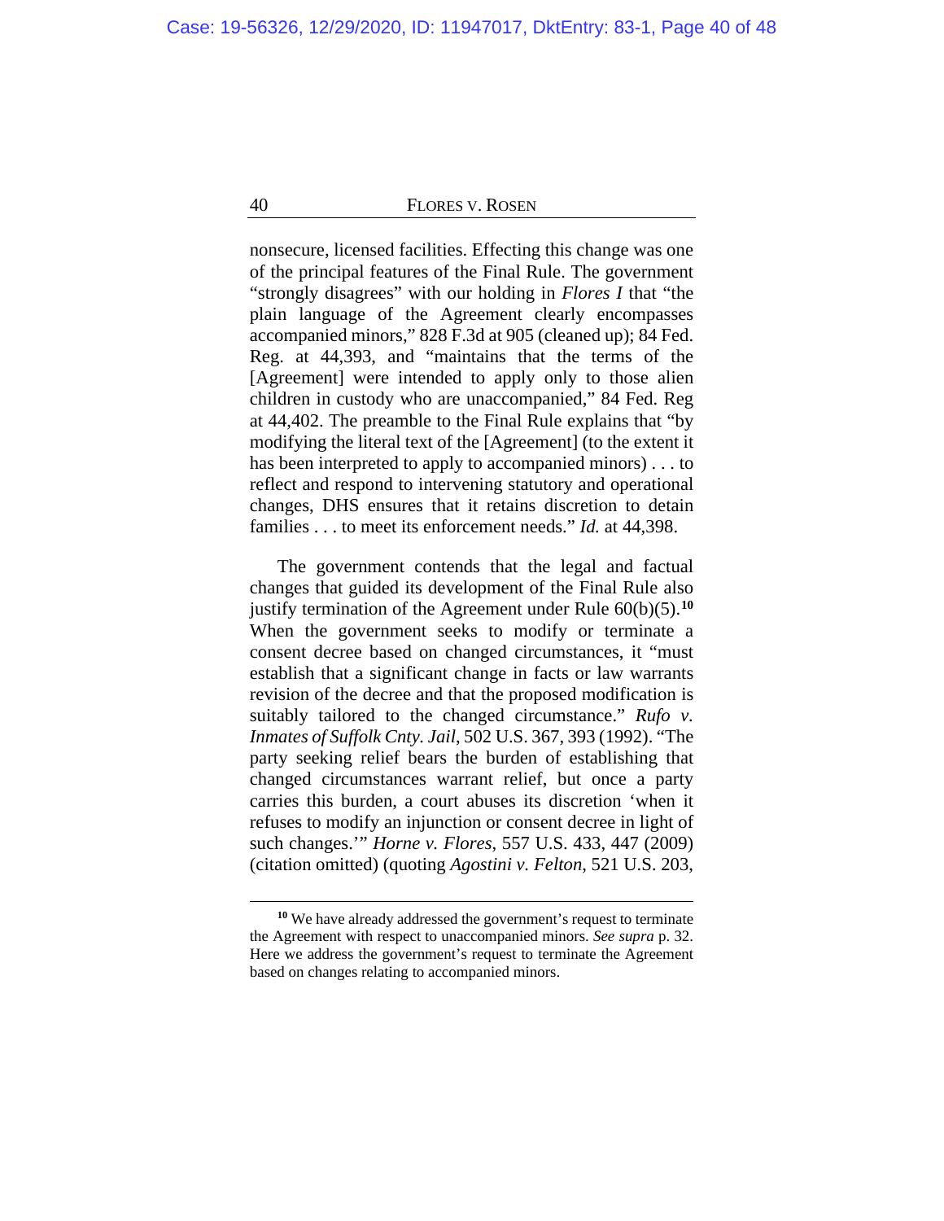nonsecure, licensed facilities. Effecting this change was one of the principal features of the Final Rule. The government "strongly disagrees" with our holding in *Flores I* that "the plain language of the Agreement clearly encompasses accompanied minors," 828 F.3d at 905 (cleaned up); 84 Fed. Reg. at 44,393, and "maintains that the terms of the [Agreement] were intended to apply only to those alien children in custody who are unaccompanied," 84 Fed. Reg at 44,402. The preamble to the Final Rule explains that "by modifying the literal text of the [Agreement] (to the extent it has been interpreted to apply to accompanied minors) . . . to reflect and respond to intervening statutory and operational changes, DHS ensures that it retains discretion to detain families . . . to meet its enforcement needs." *Id.* at 44,398.

The government contends that the legal and factual changes that guided its development of the Final Rule also justify termination of the Agreement under Rule 60(b)(5).[10] When the government seeks to modify or terminate a consent decree based on changed circumstances, it "must establish that a significant change in facts or law warrants revision of the decree and that the proposed modification is suitably tailored to the changed circumstance." *Rufo v. Inmates of Suffolk Cnty. Jail*, 502 U.S. 367, 393 (1992). "The party seeking relief bears the burden of establishing that changed circumstances warrant relief, but once a party carries this burden, a court abuses its discretion 'when it refuses to modify an injunction or consent decree in light of such changes.'" *Horne v. Flores*, 557 U.S. 433, 447 (2009) (citation omitted) (quoting *Agostini v. Felton*, 521 U.S. 203,

---

[10] We have already addressed the government's request to terminate the Agreement with respect to unaccompanied minors. *See supra* p. 32. Here we address the government's request to terminate the Agreement based on changes relating to accompanied minors.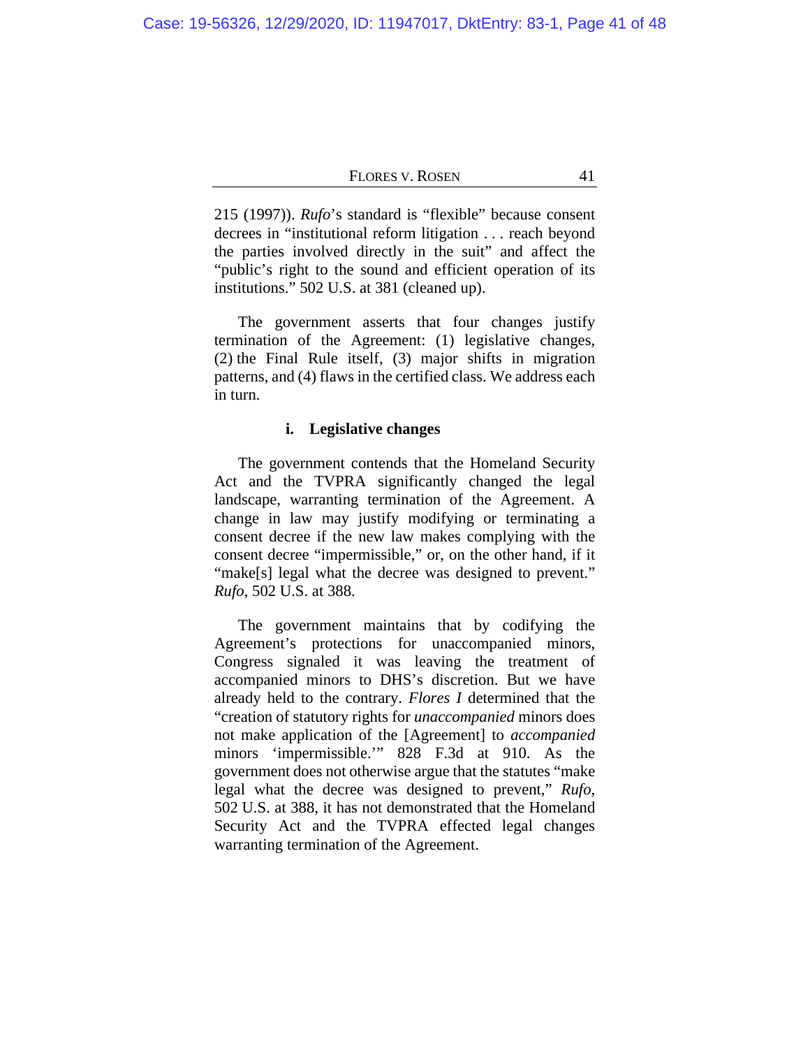215 (1997)). *Rufo*'s standard is "flexible" because consent decrees in "institutional reform litigation . . . reach beyond the parties involved directly in the suit" and affect the "public's right to the sound and efficient operation of its institutions." 502 U.S. at 381 (cleaned up).

The government asserts that four changes justify termination of the Agreement: (1) legislative changes, (2) the Final Rule itself, (3) major shifts in migration patterns, and (4) flaws in the certified class. We address each in turn.

#### i. Legislative changes

The government contends that the Homeland Security Act and the TVPRA significantly changed the legal landscape, warranting termination of the Agreement. A change in law may justify modifying or terminating a consent decree if the new law makes complying with the consent decree "impermissible," or, on the other hand, if it "make[s] legal what the decree was designed to prevent." *Rufo*, 502 U.S. at 388.

The government maintains that by codifying the Agreement's protections for unaccompanied minors, Congress signaled it was leaving the treatment of accompanied minors to DHS's discretion. But we have already held to the contrary. *Flores I* determined that the "creation of statutory rights for *unaccompanied* minors does not make application of the [Agreement] to *accompanied* minors 'impermissible.'" 828 F.3d at 910. As the government does not otherwise argue that the statutes "make legal what the decree was designed to prevent," *Rufo*, 502 U.S. at 388, it has not demonstrated that the Homeland Security Act and the TVPRA effected legal changes warranting termination of the Agreement.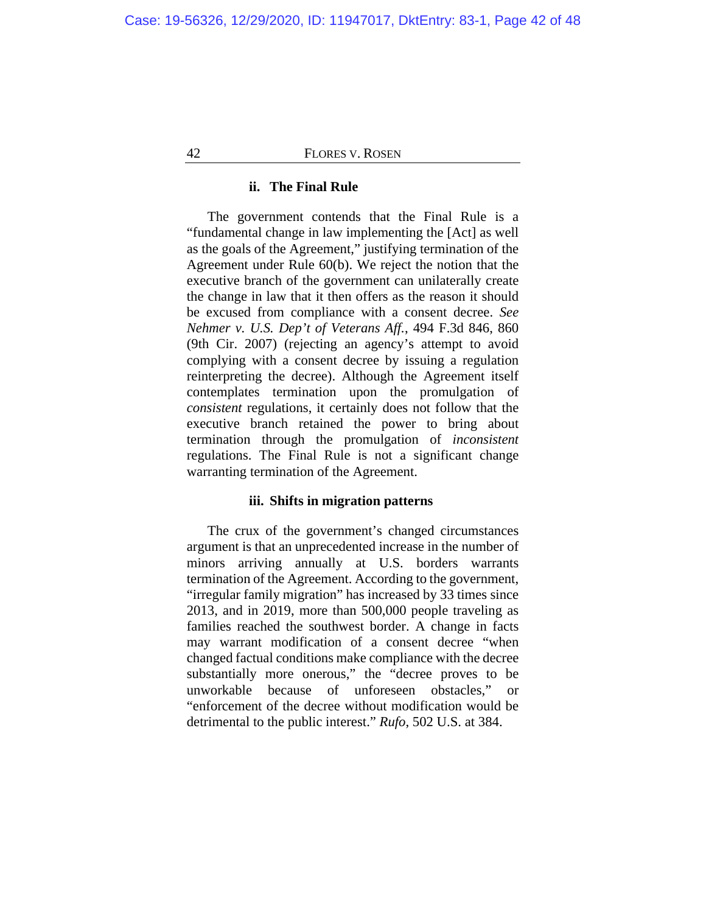#### ii. The Final Rule

The government contends that the Final Rule is a "fundamental change in law implementing the [Act] as well as the goals of the Agreement," justifying termination of the Agreement under Rule 60(b). We reject the notion that the executive branch of the government can unilaterally create the change in law that it then offers as the reason it should be excused from compliance with a consent decree. *See Nehmer v. U.S. Dep't of Veterans Aff.*, 494 F.3d 846, 860 (9th Cir. 2007) (rejecting an agency's attempt to avoid complying with a consent decree by issuing a regulation reinterpreting the decree). Although the Agreement itself contemplates termination upon the promulgation of *consistent* regulations, it certainly does not follow that the executive branch retained the power to bring about termination through the promulgation of *inconsistent* regulations. The Final Rule is not a significant change warranting termination of the Agreement.

#### iii. Shifts in migration patterns

The crux of the government's changed circumstances argument is that an unprecedented increase in the number of minors arriving annually at U.S. borders warrants termination of the Agreement. According to the government, "irregular family migration" has increased by 33 times since 2013, and in 2019, more than 500,000 people traveling as families reached the southwest border. A change in facts may warrant modification of a consent decree "when changed factual conditions make compliance with the decree substantially more onerous," the "decree proves to be unworkable because of unforeseen obstacles," or "enforcement of the decree without modification would be detrimental to the public interest." *Rufo*, 502 U.S. at 384.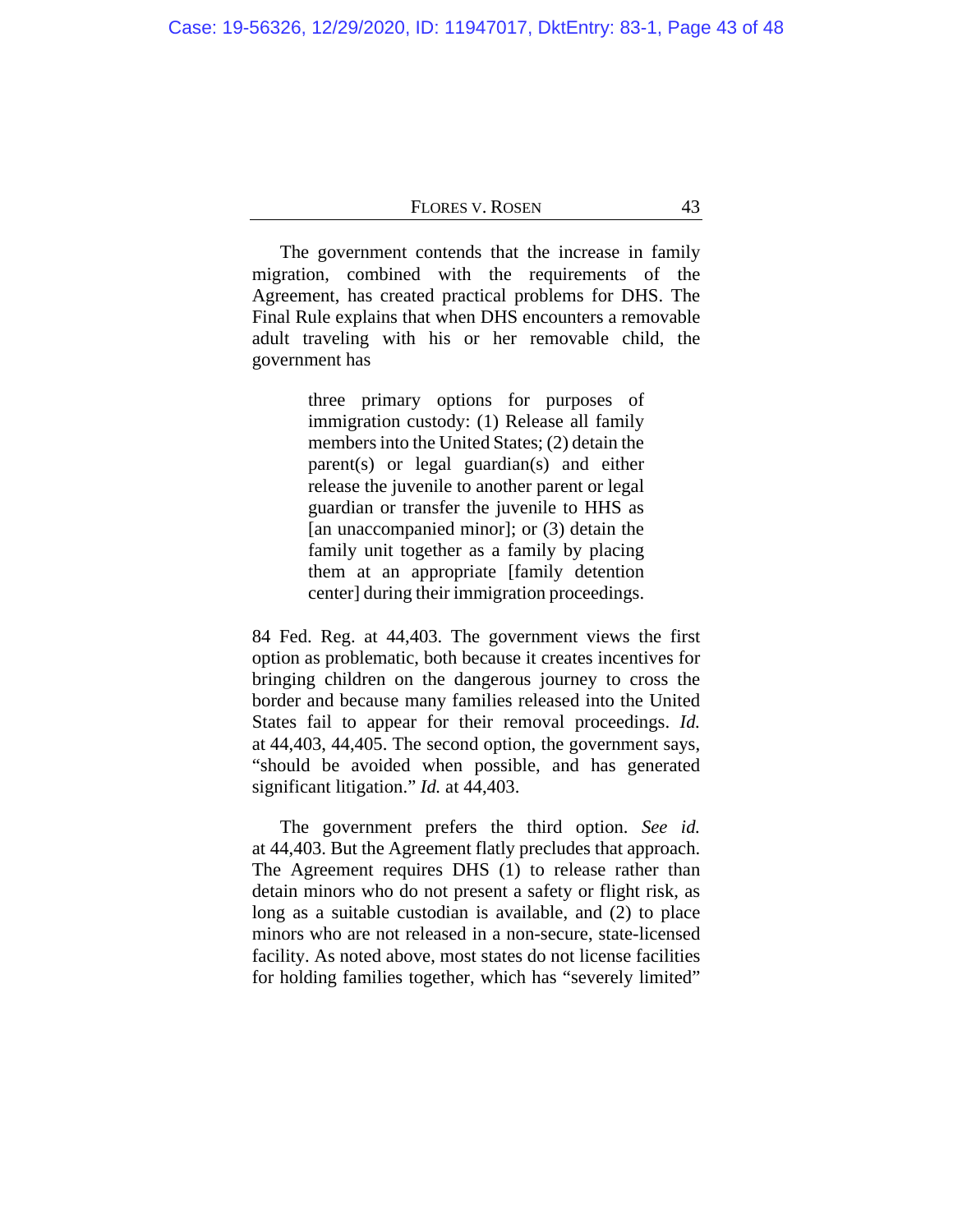The government contends that the increase in family migration, combined with the requirements of the Agreement, has created practical problems for DHS. The Final Rule explains that when DHS encounters a removable adult traveling with his or her removable child, the government has

> three primary options for purposes of immigration custody: (1) Release all family members into the United States; (2) detain the parent(s) or legal guardian(s) and either release the juvenile to another parent or legal guardian or transfer the juvenile to HHS as [an unaccompanied minor]; or (3) detain the family unit together as a family by placing them at an appropriate [family detention center] during their immigration proceedings.

84 Fed. Reg. at 44,403. The government views the first option as problematic, both because it creates incentives for bringing children on the dangerous journey to cross the border and because many families released into the United States fail to appear for their removal proceedings. *Id.* at 44,403, 44,405. The second option, the government says, "should be avoided when possible, and has generated significant litigation." *Id.* at 44,403.

The government prefers the third option. *See id.* at 44,403. But the Agreement flatly precludes that approach. The Agreement requires DHS (1) to release rather than detain minors who do not present a safety or flight risk, as long as a suitable custodian is available, and (2) to place minors who are not released in a non-secure, state-licensed facility. As noted above, most states do not license facilities for holding families together, which has "severely limited"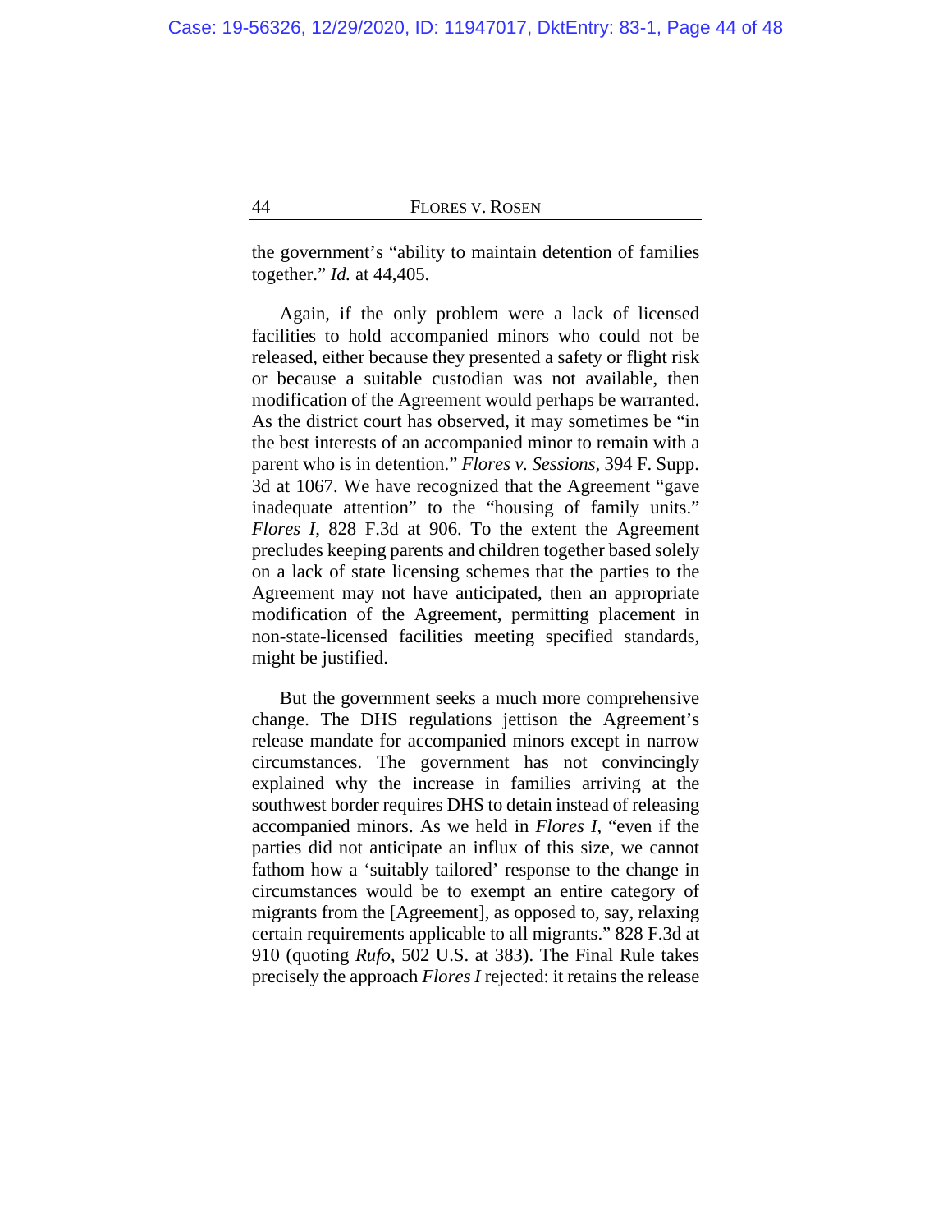the government's "ability to maintain detention of families together." *Id.* at 44,405.

Again, if the only problem were a lack of licensed facilities to hold accompanied minors who could not be released, either because they presented a safety or flight risk or because a suitable custodian was not available, then modification of the Agreement would perhaps be warranted. As the district court has observed, it may sometimes be "in the best interests of an accompanied minor to remain with a parent who is in detention." *Flores v. Sessions*, 394 F. Supp. 3d at 1067. We have recognized that the Agreement "gave inadequate attention" to the "housing of family units." *Flores I*, 828 F.3d at 906. To the extent the Agreement precludes keeping parents and children together based solely on a lack of state licensing schemes that the parties to the Agreement may not have anticipated, then an appropriate modification of the Agreement, permitting placement in non-state-licensed facilities meeting specified standards, might be justified.

But the government seeks a much more comprehensive change. The DHS regulations jettison the Agreement's release mandate for accompanied minors except in narrow circumstances. The government has not convincingly explained why the increase in families arriving at the southwest border requires DHS to detain instead of releasing accompanied minors. As we held in *Flores I*, "even if the parties did not anticipate an influx of this size, we cannot fathom how a 'suitably tailored' response to the change in circumstances would be to exempt an entire category of migrants from the [Agreement], as opposed to, say, relaxing certain requirements applicable to all migrants." 828 F.3d at 910 (quoting *Rufo*, 502 U.S. at 383). The Final Rule takes precisely the approach *Flores I* rejected: it retains the release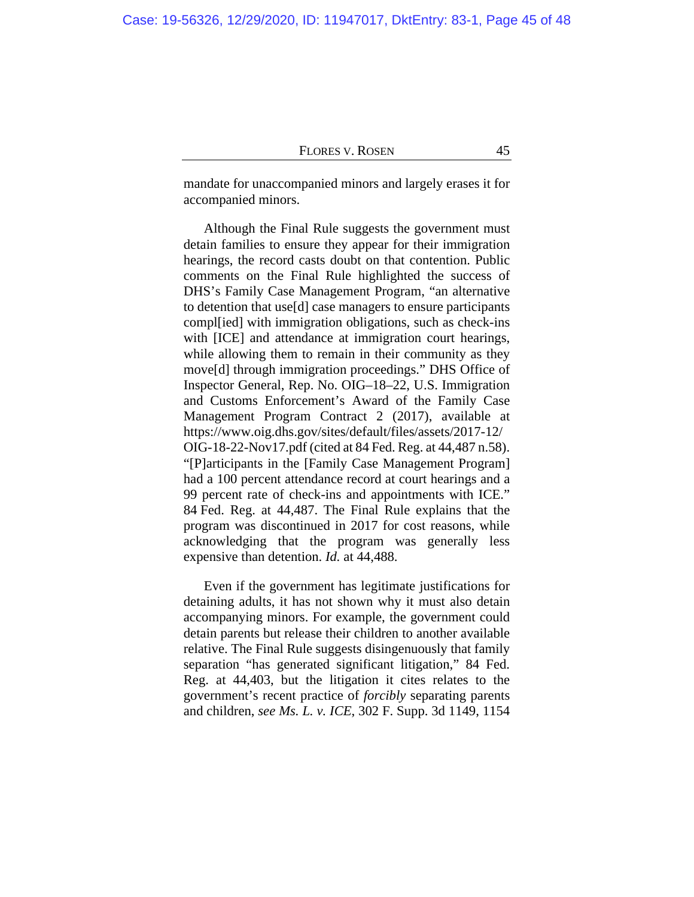mandate for unaccompanied minors and largely erases it for accompanied minors.

Although the Final Rule suggests the government must detain families to ensure they appear for their immigration hearings, the record casts doubt on that contention. Public comments on the Final Rule highlighted the success of DHS's Family Case Management Program, "an alternative to detention that use[d] case managers to ensure participants compl[ied] with immigration obligations, such as check-ins with [ICE] and attendance at immigration court hearings, while allowing them to remain in their community as they move[d] through immigration proceedings." DHS Office of Inspector General, Rep. No. OIG–18–22, U.S. Immigration and Customs Enforcement's Award of the Family Case Management Program Contract 2 (2017), available at https://www.oig.dhs.gov/sites/default/files/assets/2017-12/OIG-18-22-Nov17.pdf (cited at 84 Fed. Reg. at 44,487 n.58). "[P]articipants in the [Family Case Management Program] had a 100 percent attendance record at court hearings and a 99 percent rate of check-ins and appointments with ICE." 84 Fed. Reg. at 44,487. The Final Rule explains that the program was discontinued in 2017 for cost reasons, while acknowledging that the program was generally less expensive than detention. *Id.* at 44,488.

Even if the government has legitimate justifications for detaining adults, it has not shown why it must also detain accompanying minors. For example, the government could detain parents but release their children to another available relative. The Final Rule suggests disingenuously that family separation "has generated significant litigation," 84 Fed. Reg. at 44,403, but the litigation it cites relates to the government's recent practice of *forcibly* separating parents and children, *see Ms. L. v. ICE*, 302 F. Supp. 3d 1149, 1154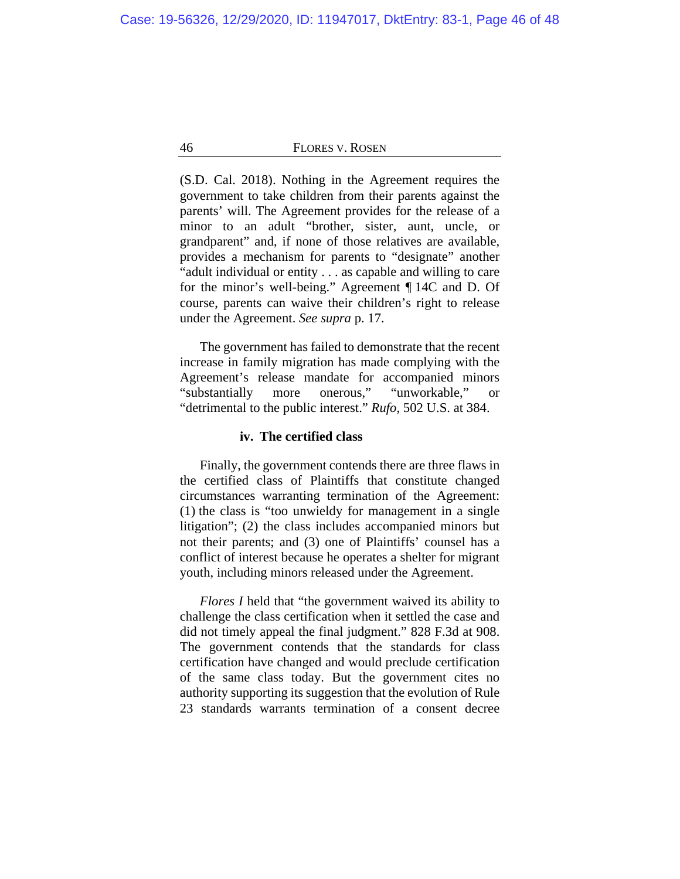(S.D. Cal. 2018). Nothing in the Agreement requires the government to take children from their parents against the parents' will. The Agreement provides for the release of a minor to an adult "brother, sister, aunt, uncle, or grandparent" and, if none of those relatives are available, provides a mechanism for parents to "designate" another "adult individual or entity . . . as capable and willing to care for the minor's well-being." Agreement ¶ 14C and D. Of course, parents can waive their children's right to release under the Agreement. *See supra* p. 17.

The government has failed to demonstrate that the recent increase in family migration has made complying with the Agreement's release mandate for accompanied minors "substantially more onerous," "unworkable," or "detrimental to the public interest." *Rufo*, 502 U.S. at 384.

#### iv. The certified class

Finally, the government contends there are three flaws in the certified class of Plaintiffs that constitute changed circumstances warranting termination of the Agreement: (1) the class is "too unwieldy for management in a single litigation"; (2) the class includes accompanied minors but not their parents; and (3) one of Plaintiffs' counsel has a conflict of interest because he operates a shelter for migrant youth, including minors released under the Agreement.

*Flores I* held that "the government waived its ability to challenge the class certification when it settled the case and did not timely appeal the final judgment." 828 F.3d at 908. The government contends that the standards for class certification have changed and would preclude certification of the same class today. But the government cites no authority supporting its suggestion that the evolution of Rule 23 standards warrants termination of a consent decree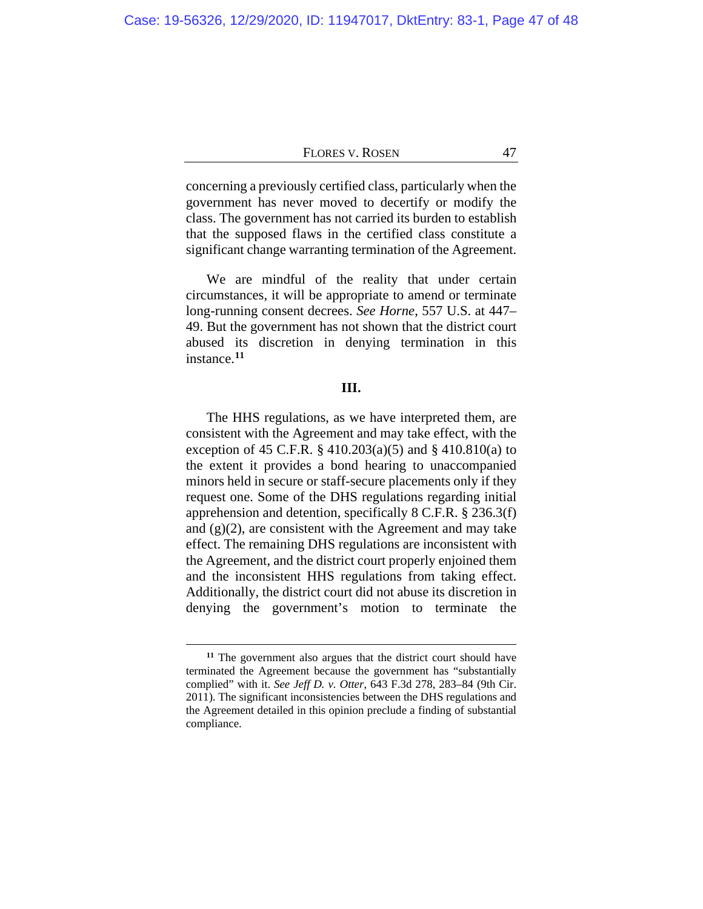concerning a previously certified class, particularly when the government has never moved to decertify or modify the class. The government has not carried its burden to establish that the supposed flaws in the certified class constitute a significant change warranting termination of the Agreement.

We are mindful of the reality that under certain circumstances, it will be appropriate to amend or terminate long-running consent decrees. *See Horne*, 557 U.S. at 447–49. But the government has not shown that the district court abused its discretion in denying termination in this instance.[11]

**III.**

The HHS regulations, as we have interpreted them, are consistent with the Agreement and may take effect, with the exception of 45 C.F.R. § 410.203(a)(5) and § 410.810(a) to the extent it provides a bond hearing to unaccompanied minors held in secure or staff-secure placements only if they request one. Some of the DHS regulations regarding initial apprehension and detention, specifically 8 C.F.R. § 236.3(f) and (g)(2), are consistent with the Agreement and may take effect. The remaining DHS regulations are inconsistent with the Agreement, and the district court properly enjoined them and the inconsistent HHS regulations from taking effect. Additionally, the district court did not abuse its discretion in denying the government's motion to terminate the

---

[11] The government also argues that the district court should have terminated the Agreement because the government has "substantially complied" with it. *See Jeff D. v. Otter*, 643 F.3d 278, 283–84 (9th Cir. 2011). The significant inconsistencies between the DHS regulations and the Agreement detailed in this opinion preclude a finding of substantial compliance.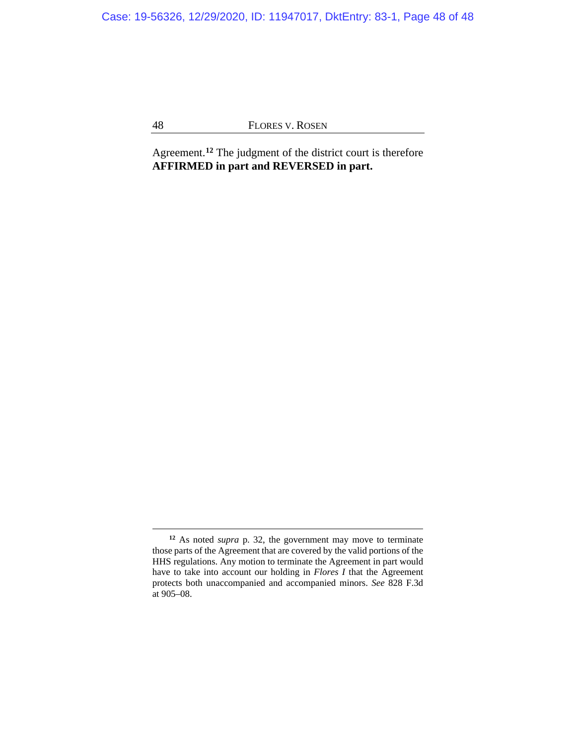Agreement.[12] The judgment of the district court is therefore **AFFIRMED in part and REVERSED in part.**

---

[12] As noted *supra* p. 32, the government may move to terminate those parts of the Agreement that are covered by the valid portions of the HHS regulations. Any motion to terminate the Agreement in part would have to take into account our holding in *Flores I* that the Agreement protects both unaccompanied and accompanied minors. *See* 828 F.3d at 905–08.